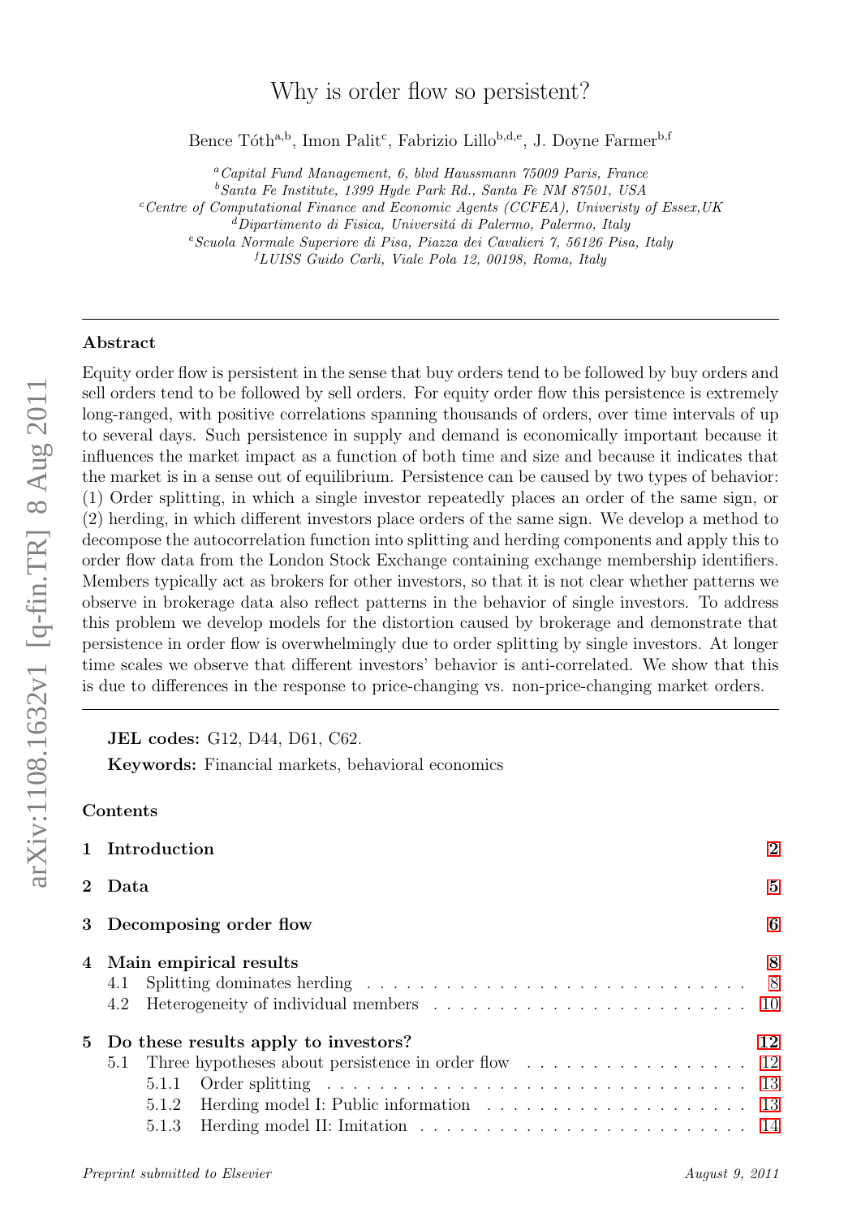# Why is order flow so persistent?

Bence Tóth[a,b], Imon Palit[c], Fabrizio Lillo[b,d,e], J. Doyne Farmer[b,f]

[a] *Capital Fund Management, 6, blvd Haussmann 75009 Paris, France*
[b] *Santa Fe Institute, 1399 Hyde Park Rd., Santa Fe NM 87501, USA*
[c] *Centre of Computational Finance and Economic Agents (CCFEA), Univeristy of Essex,UK*
[d] *Dipartimento di Fisica, Universitá di Palermo, Palermo, Italy*
[e] *Scuola Normale Superiore di Pisa, Piazza dei Cavalieri 7, 56126 Pisa, Italy*
[f] *LUISS Guido Carli, Viale Pola 12, 00198, Roma, Italy*

---

## Abstract

Equity order flow is persistent in the sense that buy orders tend to be followed by buy orders and sell orders tend to be followed by sell orders. For equity order flow this persistence is extremely long-ranged, with positive correlations spanning thousands of orders, over time intervals of up to several days. Such persistence in supply and demand is economically important because it influences the market impact as a function of both time and size and because it indicates that the market is in a sense out of equilibrium. Persistence can be caused by two types of behavior: (1) Order splitting, in which a single investor repeatedly places an order of the same sign, or (2) herding, in which different investors place orders of the same sign. We develop a method to decompose the autocorrelation function into splitting and herding components and apply this to order flow data from the London Stock Exchange containing exchange membership identifiers. Members typically act as brokers for other investors, so that it is not clear whether patterns we observe in brokerage data also reflect patterns in the behavior of single investors. To address this problem we develop models for the distortion caused by brokerage and demonstrate that persistence in order flow is overwhelmingly due to order splitting by single investors. At longer time scales we observe that different investors' behavior is anti-correlated. We show that this is due to differences in the response to price-changing vs. non-price-changing market orders.

---

**JEL codes:** G12, D44, D61, C62.

**Keywords:** Financial markets, behavioral economics

**Contents**

- **1 Introduction** — 2
- **2 Data** — 5
- **3 Decomposing order flow** — 6
- **4 Main empirical results** — 8
  - 4.1 Splitting dominates herding — 8
  - 4.2 Heterogeneity of individual members — 10
- **5 Do these results apply to investors?** — 12
  - 5.1 Three hypotheses about persistence in order flow — 12
    - 5.1.1 Order splitting — 13
    - 5.1.2 Herding model I: Public information — 13
    - 5.1.3 Herding model II: Imitation — 14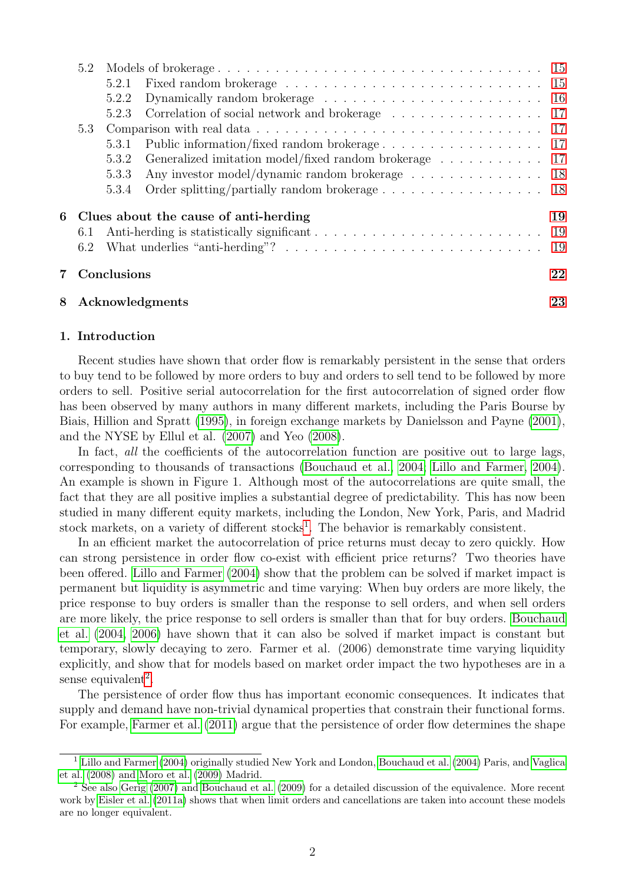5.2 Models of brokerage . . . . . . . . . . . . . . . . . . . . . . . . . . . . . . . . . 15
  5.2.1 Fixed random brokerage . . . . . . . . . . . . . . . . . . . . . . . . . 15
  5.2.2 Dynamically random brokerage . . . . . . . . . . . . . . . . . . . . . . 16
  5.2.3 Correlation of social network and brokerage . . . . . . . . . . . . . . . 17
5.3 Comparison with real data . . . . . . . . . . . . . . . . . . . . . . . . . . . . 17
  5.3.1 Public information/fixed random brokerage . . . . . . . . . . . . . . . . 17
  5.3.2 Generalized imitation model/fixed random brokerage . . . . . . . . . . . 17
  5.3.3 Any investor model/dynamic random brokerage . . . . . . . . . . . . . . 18
  5.3.4 Order splitting/partially random brokerage . . . . . . . . . . . . . . . . 18

**6 Clues about the cause of anti-herding** **19**
6.1 Anti-herding is statistically significant . . . . . . . . . . . . . . . . . . . . . . 19
6.2 What underlies "anti-herding"? . . . . . . . . . . . . . . . . . . . . . . . . . . 19

**7 Conclusions** **22**

**8 Acknowledgments** **23**

## 1. Introduction

Recent studies have shown that order flow is remarkably persistent in the sense that orders to buy tend to be followed by more orders to buy and orders to sell tend to be followed by more orders to sell. Positive serial autocorrelation for the first autocorrelation of signed order flow has been observed by many authors in many different markets, including the Paris Bourse by Biais, Hillion and Spratt (1995), in foreign exchange markets by Danielsson and Payne (2001), and the NYSE by Ellul et al. (2007) and Yeo (2008).

In fact, *all* the coefficients of the autocorrelation function are positive out to large lags, corresponding to thousands of transactions (Bouchaud et al., 2004; Lillo and Farmer, 2004). An example is shown in Figure 1. Although most of the autocorrelations are quite small, the fact that they are all positive implies a substantial degree of predictability. This has now been studied in many different equity markets, including the London, New York, Paris, and Madrid stock markets, on a variety of different stocks[1]. The behavior is remarkably consistent.

In an efficient market the autocorrelation of price returns must decay to zero quickly. How can strong persistence in order flow co-exist with efficient price returns? Two theories have been offered. Lillo and Farmer (2004) show that the problem can be solved if market impact is permanent but liquidity is asymmetric and time varying: When buy orders are more likely, the price response to buy orders is smaller than the response to sell orders, and when sell orders are more likely, the price response to sell orders is smaller than that for buy orders. Bouchaud et al. (2004, 2006) have shown that it can also be solved if market impact is constant but temporary, slowly decaying to zero. Farmer et al. (2006) demonstrate time varying liquidity explicitly, and show that for models based on market order impact the two hypotheses are in a sense equivalent[2].

The persistence of order flow thus has important economic consequences. It indicates that supply and demand have non-trivial dynamical properties that constrain their functional forms. For example, Farmer et al. (2011) argue that the persistence of order flow determines the shape

[1] Lillo and Farmer (2004) originally studied New York and London, Bouchaud et al. (2004) Paris, and Vaglica et al. (2008) and Moro et al. (2009) Madrid.

[2] See also Gerig (2007) and Bouchaud et al. (2009) for a detailed discussion of the equivalence. More recent work by Eisler et al. (2011a) shows that when limit orders and cancellations are taken into account these models are no longer equivalent.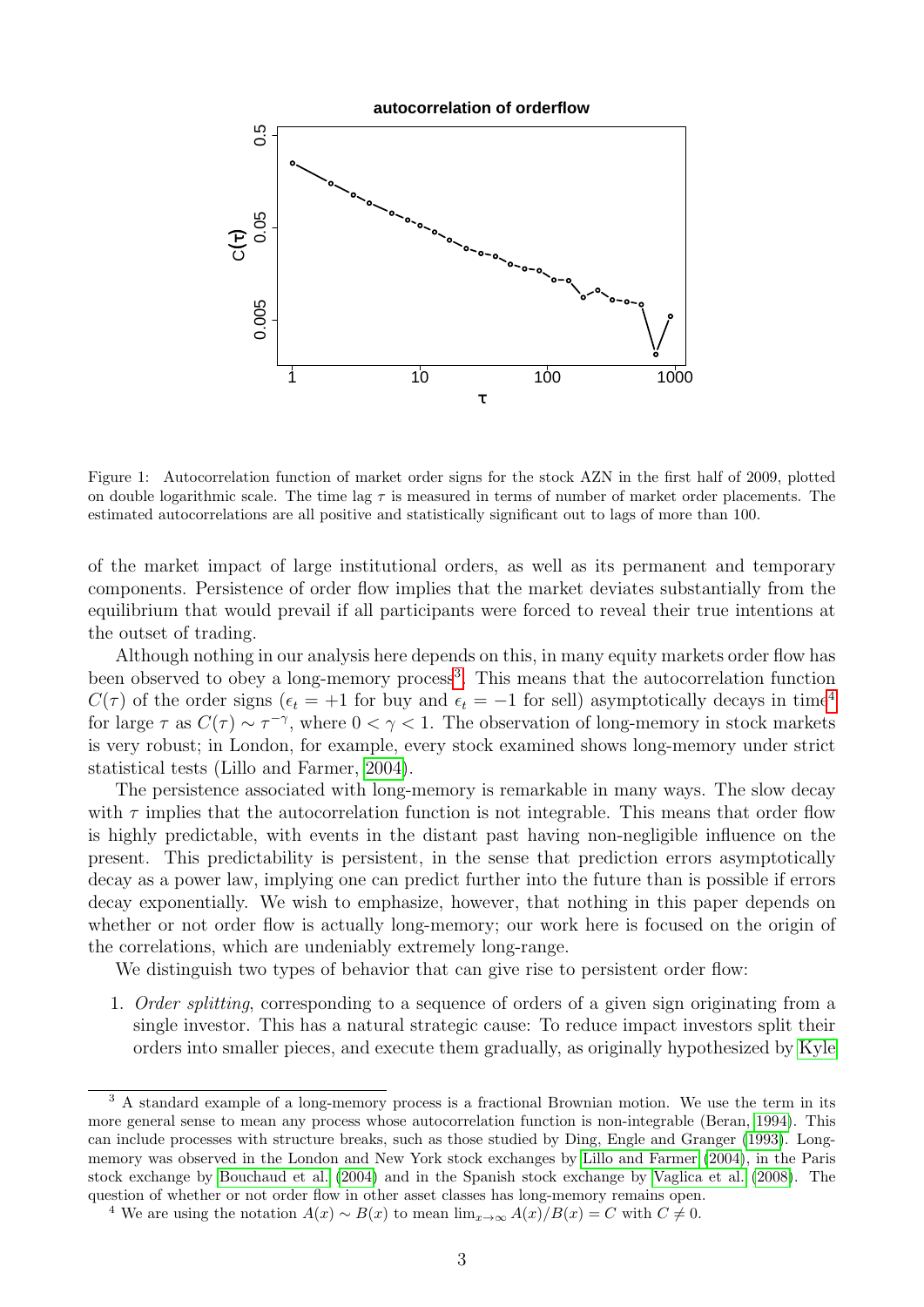Figure 1: Autocorrelation function of market order signs for the stock AZN in the first half of 2009, plotted on double logarithmic scale. The time lag $\tau$ is measured in terms of number of market order placements. The estimated autocorrelations are all positive and statistically significant out to lags of more than 100.

of the market impact of large institutional orders, as well as its permanent and temporary components. Persistence of order flow implies that the market deviates substantially from the equilibrium that would prevail if all participants were forced to reveal their true intentions at the outset of trading.

Although nothing in our analysis here depends on this, in many equity markets order flow has been observed to obey a long-memory process[3]. This means that the autocorrelation function $C(\tau)$ of the order signs ($\epsilon_t = +1$ for buy and $\epsilon_t = -1$ for sell) asymptotically decays in time[4] for large $\tau$ as $C(\tau) \sim \tau^{-\gamma}$, where $0 < \gamma < 1$. The observation of long-memory in stock markets is very robust; in London, for example, every stock examined shows long-memory under strict statistical tests (Lillo and Farmer, 2004).

The persistence associated with long-memory is remarkable in many ways. The slow decay with $\tau$ implies that the autocorrelation function is not integrable. This means that order flow is highly predictable, with events in the distant past having non-negligible influence on the present. This predictability is persistent, in the sense that prediction errors asymptotically decay as a power law, implying one can predict further into the future than is possible if errors decay exponentially. We wish to emphasize, however, that nothing in this paper depends on whether or not order flow is actually long-memory; our work here is focused on the origin of the correlations, which are undeniably extremely long-range.

We distinguish two types of behavior that can give rise to persistent order flow:

1. *Order splitting*, corresponding to a sequence of orders of a given sign originating from a single investor. This has a natural strategic cause: To reduce impact investors split their orders into smaller pieces, and execute them gradually, as originally hypothesized by Kyle

---

[3] A standard example of a long-memory process is a fractional Brownian motion. We use the term in its more general sense to mean any process whose autocorrelation function is non-integrable (Beran, 1994). This can include processes with structure breaks, such as those studied by Ding, Engle and Granger (1993). Long-memory was observed in the London and New York stock exchanges by Lillo and Farmer (2004), in the Paris stock exchange by Bouchaud et al. (2004) and in the Spanish stock exchange by Vaglica et al. (2008). The question of whether or not order flow in other asset classes has long-memory remains open.

[4] We are using the notation $A(x) \sim B(x)$ to mean $\lim_{x\to\infty} A(x)/B(x) = C$ with $C \neq 0$.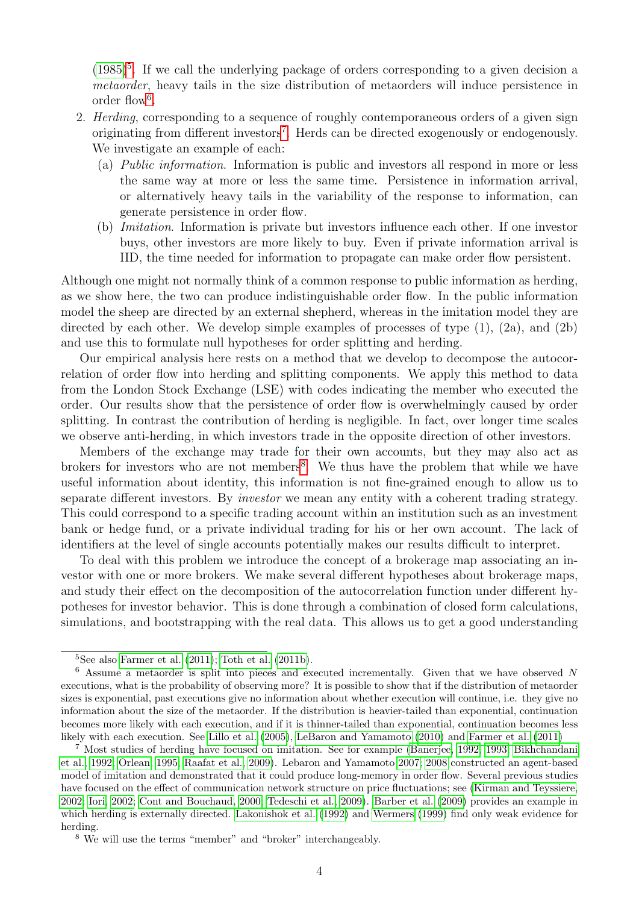(1985)[5]. If we call the underlying package of orders corresponding to a given decision a *metaorder*, heavy tails in the size distribution of metaorders will induce persistence in order flow[6].

2. *Herding*, corresponding to a sequence of roughly contemporaneous orders of a given sign originating from different investors[7]. Herds can be directed exogenously or endogenously. We investigate an example of each:
   (a) *Public information*. Information is public and investors all respond in more or less the same way at more or less the same time. Persistence in information arrival, or alternatively heavy tails in the variability of the response to information, can generate persistence in order flow.
   (b) *Imitation*. Information is private but investors influence each other. If one investor buys, other investors are more likely to buy. Even if private information arrival is IID, the time needed for information to propagate can make order flow persistent.

Although one might not normally think of a common response to public information as herding, as we show here, the two can produce indistinguishable order flow. In the public information model the sheep are directed by an external shepherd, whereas in the imitation model they are directed by each other. We develop simple examples of processes of type (1), (2a), and (2b) and use this to formulate null hypotheses for order splitting and herding.

Our empirical analysis here rests on a method that we develop to decompose the autocorrelation of order flow into herding and splitting components. We apply this method to data from the London Stock Exchange (LSE) with codes indicating the member who executed the order. Our results show that the persistence of order flow is overwhelmingly caused by order splitting. In contrast the contribution of herding is negligible. In fact, over longer time scales we observe anti-herding, in which investors trade in the opposite direction of other investors.

Members of the exchange may trade for their own accounts, but they may also act as brokers for investors who are not members[8]. We thus have the problem that while we have useful information about identity, this information is not fine-grained enough to allow us to separate different investors. By *investor* we mean any entity with a coherent trading strategy. This could correspond to a specific trading account within an institution such as an investment bank or hedge fund, or a private individual trading for his or her own account. The lack of identifiers at the level of single accounts potentially makes our results difficult to interpret.

To deal with this problem we introduce the concept of a brokerage map associating an investor with one or more brokers. We make several different hypotheses about brokerage maps, and study their effect on the decomposition of the autocorrelation function under different hypotheses for investor behavior. This is done through a combination of closed form calculations, simulations, and bootstrapping with the real data. This allows us to get a good understanding

---

[5] See also Farmer et al. (2011); Toth et al. (2011b).

[6] Assume a metaorder is split into pieces and executed incrementally. Given that we have observed $N$ executions, what is the probability of observing more? It is possible to show that if the distribution of metaorder sizes is exponential, past executions give no information about whether execution will continue, i.e. they give no information about the size of the metaorder. If the distribution is heavier-tailed than exponential, continuation becomes more likely with each execution, and if it is thinner-tailed than exponential, continuation becomes less likely with each execution. See Lillo et al. (2005), LeBaron and Yamamoto (2010) and Farmer et al. (2011)

[7] Most studies of herding have focused on imitation. See for example (Banerjee, 1992, 1993; Bikhchandani et al., 1992; Orlean, 1995; Raafat et al., 2009). Lebaron and Yamamoto 2007; 2008 constructed an agent-based model of imitation and demonstrated that it could produce long-memory in order flow. Several previous studies have focused on the effect of communication network structure on price fluctuations; see (Kirman and Teyssiere, 2002; Iori, 2002; Cont and Bouchaud, 2000; Tedeschi et al., 2009). Barber et al. (2009) provides an example in which herding is externally directed. Lakonishok et al. (1992) and Wermers (1999) find only weak evidence for herding.

[8] We will use the terms “member” and “broker” interchangeably.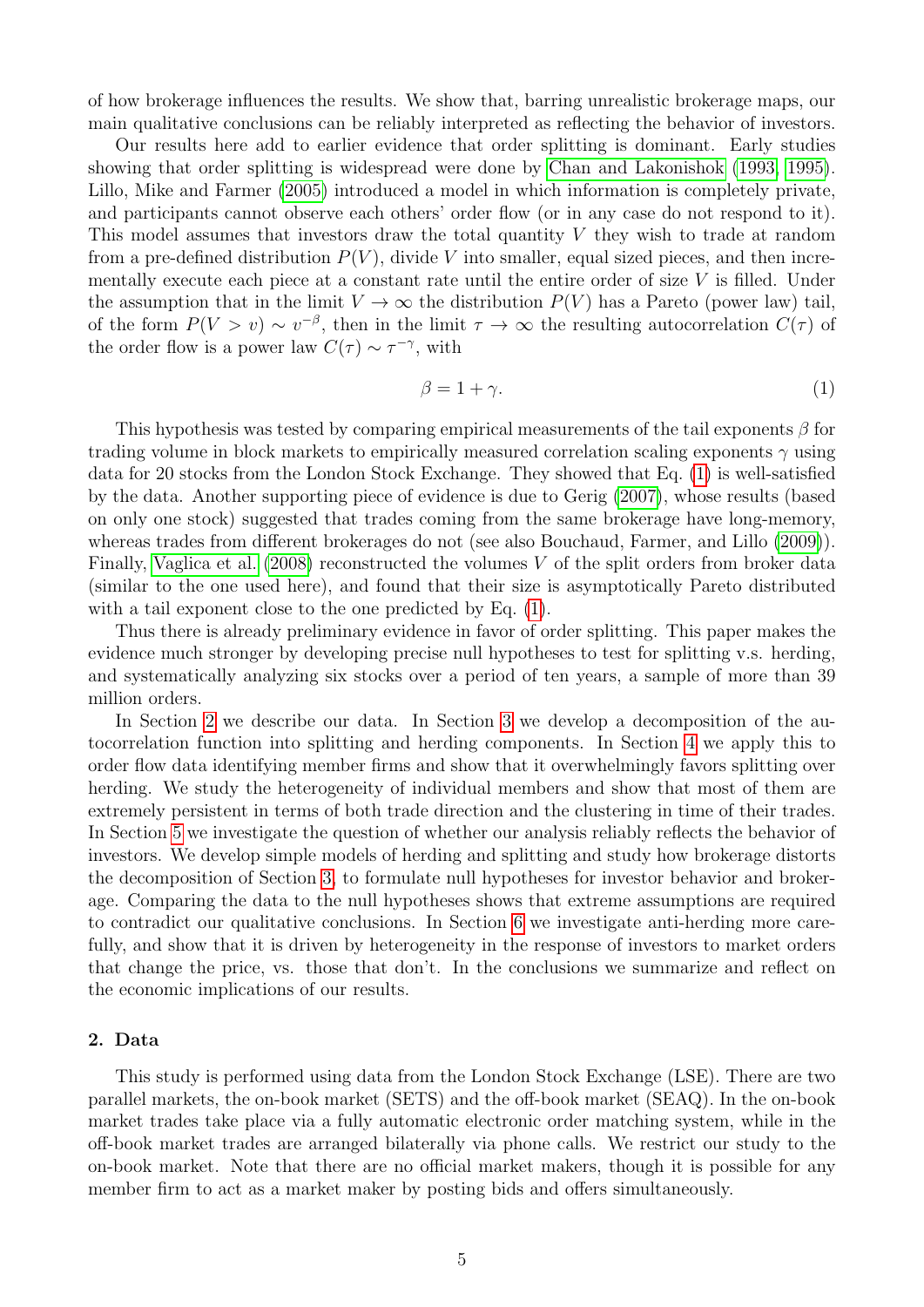of how brokerage influences the results. We show that, barring unrealistic brokerage maps, our main qualitative conclusions can be reliably interpreted as reflecting the behavior of investors.

Our results here add to earlier evidence that order splitting is dominant. Early studies showing that order splitting is widespread were done by Chan and Lakonishok (1993, 1995). Lillo, Mike and Farmer (2005) introduced a model in which information is completely private, and participants cannot observe each others' order flow (or in any case do not respond to it). This model assumes that investors draw the total quantity $V$ they wish to trade at random from a pre-defined distribution $P(V)$, divide $V$ into smaller, equal sized pieces, and then incrementally execute each piece at a constant rate until the entire order of size $V$ is filled. Under the assumption that in the limit $V \to \infty$ the distribution $P(V)$ has a Pareto (power law) tail, of the form $P(V > v) \sim v^{-\beta}$, then in the limit $\tau \to \infty$ the resulting autocorrelation $C(\tau)$ of the order flow is a power law $C(\tau) \sim \tau^{-\gamma}$, with

$$\beta = 1 + \gamma. \tag{1}$$

This hypothesis was tested by comparing empirical measurements of the tail exponents $\beta$ for trading volume in block markets to empirically measured correlation scaling exponents $\gamma$ using data for 20 stocks from the London Stock Exchange. They showed that Eq. (1) is well-satisfied by the data. Another supporting piece of evidence is due to Gerig (2007), whose results (based on only one stock) suggested that trades coming from the same brokerage have long-memory, whereas trades from different brokerages do not (see also Bouchaud, Farmer, and Lillo (2009)). Finally, Vaglica et al. (2008) reconstructed the volumes $V$ of the split orders from broker data (similar to the one used here), and found that their size is asymptotically Pareto distributed with a tail exponent close to the one predicted by Eq. (1).

Thus there is already preliminary evidence in favor of order splitting. This paper makes the evidence much stronger by developing precise null hypotheses to test for splitting v.s. herding, and systematically analyzing six stocks over a period of ten years, a sample of more than 39 million orders.

In Section 2 we describe our data. In Section 3 we develop a decomposition of the autocorrelation function into splitting and herding components. In Section 4 we apply this to order flow data identifying member firms and show that it overwhelmingly favors splitting over herding. We study the heterogeneity of individual members and show that most of them are extremely persistent in terms of both trade direction and the clustering in time of their trades. In Section 5 we investigate the question of whether our analysis reliably reflects the behavior of investors. We develop simple models of herding and splitting and study how brokerage distorts the decomposition of Section 3, to formulate null hypotheses for investor behavior and brokerage. Comparing the data to the null hypotheses shows that extreme assumptions are required to contradict our qualitative conclusions. In Section 6 we investigate anti-herding more carefully, and show that it is driven by heterogeneity in the response of investors to market orders that change the price, vs. those that don't. In the conclusions we summarize and reflect on the economic implications of our results.

## 2. Data

This study is performed using data from the London Stock Exchange (LSE). There are two parallel markets, the on-book market (SETS) and the off-book market (SEAQ). In the on-book market trades take place via a fully automatic electronic order matching system, while in the off-book market trades are arranged bilaterally via phone calls. We restrict our study to the on-book market. Note that there are no official market makers, though it is possible for any member firm to act as a market maker by posting bids and offers simultaneously.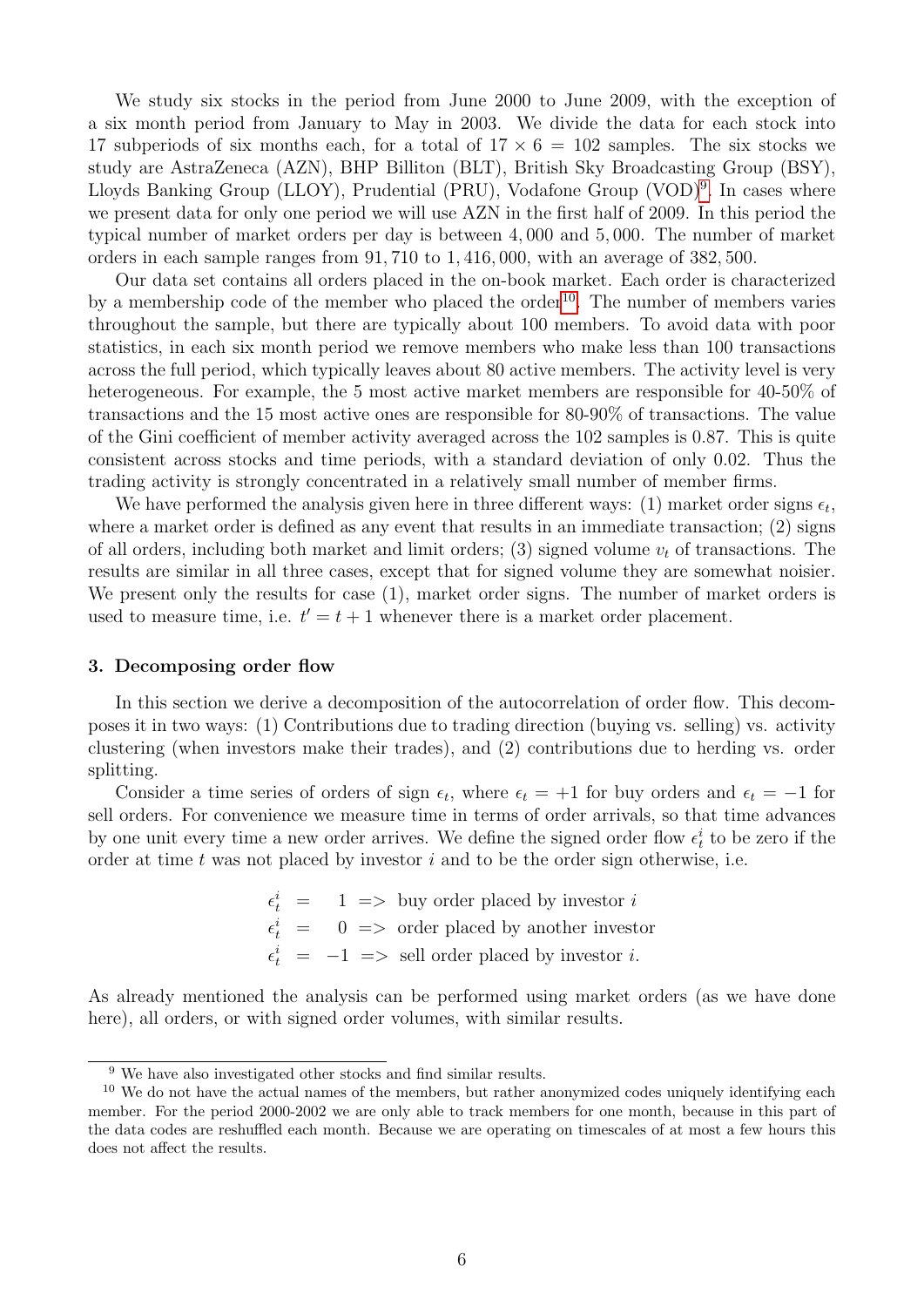We study six stocks in the period from June 2000 to June 2009, with the exception of a six month period from January to May in 2003. We divide the data for each stock into 17 subperiods of six months each, for a total of $17 \times 6 = 102$ samples. The six stocks we study are AstraZeneca (AZN), BHP Billiton (BLT), British Sky Broadcasting Group (BSY), Lloyds Banking Group (LLOY), Prudential (PRU), Vodafone Group (VOD)[9]. In cases where we present data for only one period we will use AZN in the first half of 2009. In this period the typical number of market orders per day is between 4,000 and 5,000. The number of market orders in each sample ranges from 91,710 to 1,416,000, with an average of 382,500.

Our data set contains all orders placed in the on-book market. Each order is characterized by a membership code of the member who placed the order[10]. The number of members varies throughout the sample, but there are typically about 100 members. To avoid data with poor statistics, in each six month period we remove members who make less than 100 transactions across the full period, which typically leaves about 80 active members. The activity level is very heterogeneous. For example, the 5 most active market members are responsible for 40-50% of transactions and the 15 most active ones are responsible for 80-90% of transactions. The value of the Gini coefficient of member activity averaged across the 102 samples is 0.87. This is quite consistent across stocks and time periods, with a standard deviation of only 0.02. Thus the trading activity is strongly concentrated in a relatively small number of member firms.

We have performed the analysis given here in three different ways: (1) market order signs $\epsilon_t$, where a market order is defined as any event that results in an immediate transaction; (2) signs of all orders, including both market and limit orders; (3) signed volume $v_t$ of transactions. The results are similar in all three cases, except that for signed volume they are somewhat noisier. We present only the results for case (1), market order signs. The number of market orders is used to measure time, i.e. $t' = t + 1$ whenever there is a market order placement.

### 3. Decomposing order flow

In this section we derive a decomposition of the autocorrelation of order flow. This decomposes it in two ways: (1) Contributions due to trading direction (buying vs. selling) vs. activity clustering (when investors make their trades), and (2) contributions due to herding vs. order splitting.

Consider a time series of orders of sign $\epsilon_t$, where $\epsilon_t = +1$ for buy orders and $\epsilon_t = -1$ for sell orders. For convenience we measure time in terms of order arrivals, so that time advances by one unit every time a new order arrives. We define the signed order flow $\epsilon_t^i$ to be zero if the order at time $t$ was not placed by investor $i$ and to be the order sign otherwise, i.e.

$$
\begin{aligned}
\epsilon_t^i &= 1 \implies \text{buy order placed by investor } i \\
\epsilon_t^i &= 0 \implies \text{order placed by another investor} \\
\epsilon_t^i &= -1 \implies \text{sell order placed by investor } i.
\end{aligned}
$$

As already mentioned the analysis can be performed using market orders (as we have done here), all orders, or with signed order volumes, with similar results.

---

[9] We have also investigated other stocks and find similar results.

[10] We do not have the actual names of the members, but rather anonymized codes uniquely identifying each member. For the period 2000-2002 we are only able to track members for one month, because in this part of the data codes are reshuffled each month. Because we are operating on timescales of at most a few hours this does not affect the results.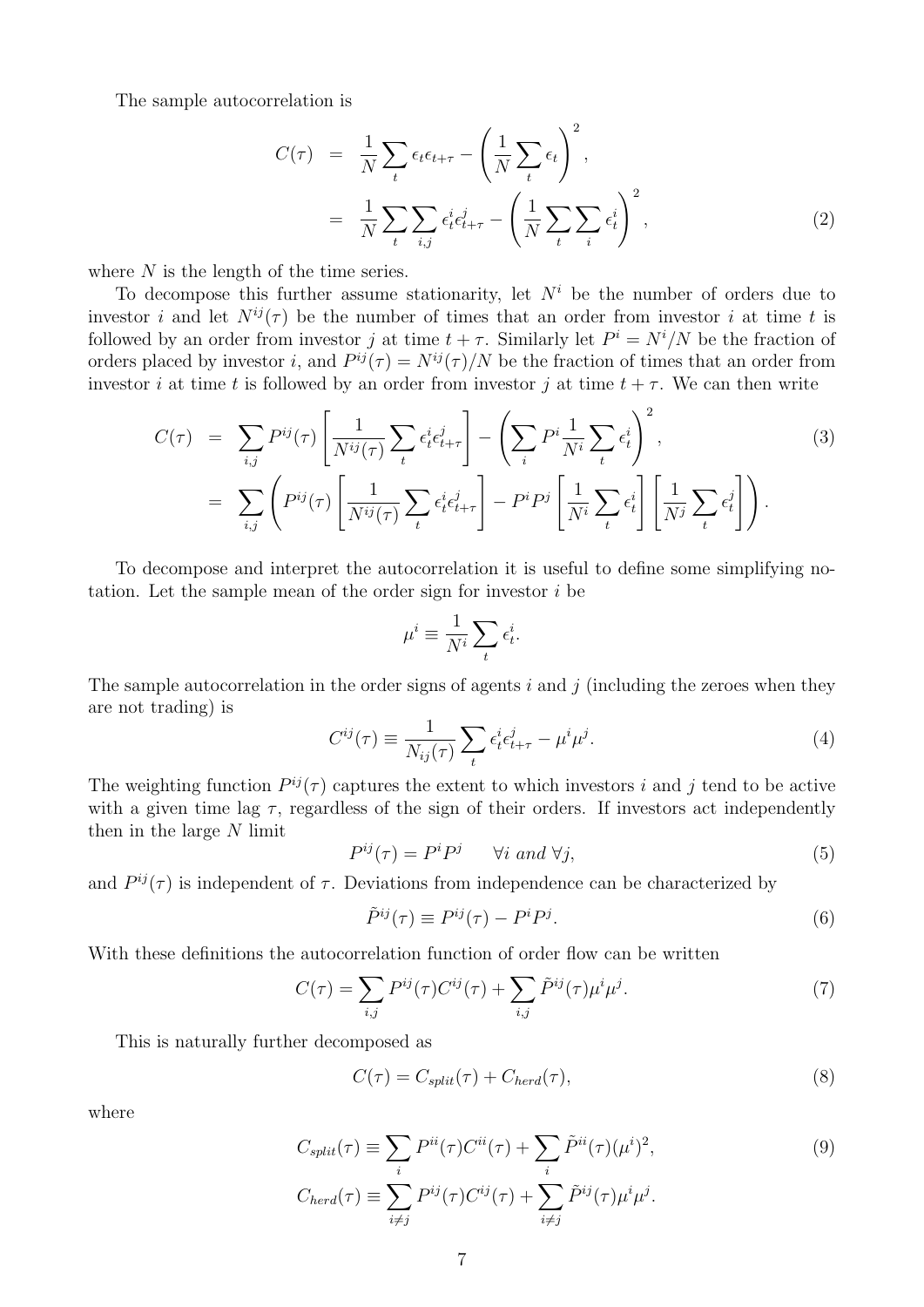The sample autocorrelation is

$$
\begin{aligned}
C(\tau) &= \frac{1}{N}\sum_t \epsilon_t \epsilon_{t+\tau} - \left(\frac{1}{N}\sum_t \epsilon_t\right)^2, \\
&= \frac{1}{N}\sum_t \sum_{i,j} \epsilon_t^i \epsilon_{t+\tau}^j - \left(\frac{1}{N}\sum_t \sum_i \epsilon_t^i\right)^2, \qquad (2)
\end{aligned}
$$

where $N$ is the length of the time series.

To decompose this further assume stationarity, let $N^i$ be the number of orders due to investor $i$ and let $N^{ij}(\tau)$ be the number of times that an order from investor $i$ at time $t$ is followed by an order from investor $j$ at time $t+\tau$. Similarly let $P^i = N^i/N$ be the fraction of orders placed by investor $i$, and $P^{ij}(\tau) = N^{ij}(\tau)/N$ be the fraction of times that an order from investor $i$ at time $t$ is followed by an order from investor $j$ at time $t+\tau$. We can then write

$$
\begin{aligned}
C(\tau) &= \sum_{i,j} P^{ij}(\tau)\left[\frac{1}{N^{ij}(\tau)}\sum_t \epsilon_t^i \epsilon_{t+\tau}^j\right] - \left(\sum_i P^i \frac{1}{N^i}\sum_t \epsilon_t^i\right)^2, \qquad (3) \\
&= \sum_{i,j}\left(P^{ij}(\tau)\left[\frac{1}{N^{ij}(\tau)}\sum_t \epsilon_t^i \epsilon_{t+\tau}^j\right] - P^i P^j \left[\frac{1}{N^i}\sum_t \epsilon_t^i\right]\left[\frac{1}{N^j}\sum_t \epsilon_t^j\right]\right).
\end{aligned}
$$

To decompose and interpret the autocorrelation it is useful to define some simplifying notation. Let the sample mean of the order sign for investor $i$ be

$$
\mu^i \equiv \frac{1}{N^i}\sum_t \epsilon_t^i.
$$

The sample autocorrelation in the order signs of agents $i$ and $j$ (including the zeroes when they are not trading) is

$$
C^{ij}(\tau) \equiv \frac{1}{N_{ij}(\tau)}\sum_t \epsilon_t^i \epsilon_{t+\tau}^j - \mu^i \mu^j. \qquad (4)
$$

The weighting function $P^{ij}(\tau)$ captures the extent to which investors $i$ and $j$ tend to be active with a given time lag $\tau$, regardless of the sign of their orders. If investors act independently then in the large $N$ limit

$$
P^{ij}(\tau) = P^i P^j \qquad \forall i \text{ and } \forall j, \qquad (5)
$$

and $P^{ij}(\tau)$ is independent of $\tau$. Deviations from independence can be characterized by

$$
\tilde{P}^{ij}(\tau) \equiv P^{ij}(\tau) - P^i P^j. \qquad (6)
$$

With these definitions the autocorrelation function of order flow can be written

$$
C(\tau) = \sum_{i,j} P^{ij}(\tau) C^{ij}(\tau) + \sum_{i,j} \tilde{P}^{ij}(\tau)\mu^i \mu^j. \qquad (7)
$$

This is naturally further decomposed as

$$
C(\tau) = C_{split}(\tau) + C_{herd}(\tau), \qquad (8)
$$

where

$$
\begin{aligned}
C_{split}(\tau) &\equiv \sum_i P^{ii}(\tau) C^{ii}(\tau) + \sum_i \tilde{P}^{ii}(\tau)(\mu^i)^2, \qquad (9) \\
C_{herd}(\tau) &\equiv \sum_{i \neq j} P^{ij}(\tau) C^{ij}(\tau) + \sum_{i \neq j} \tilde{P}^{ij}(\tau)\mu^i \mu^j.
\end{aligned}
$$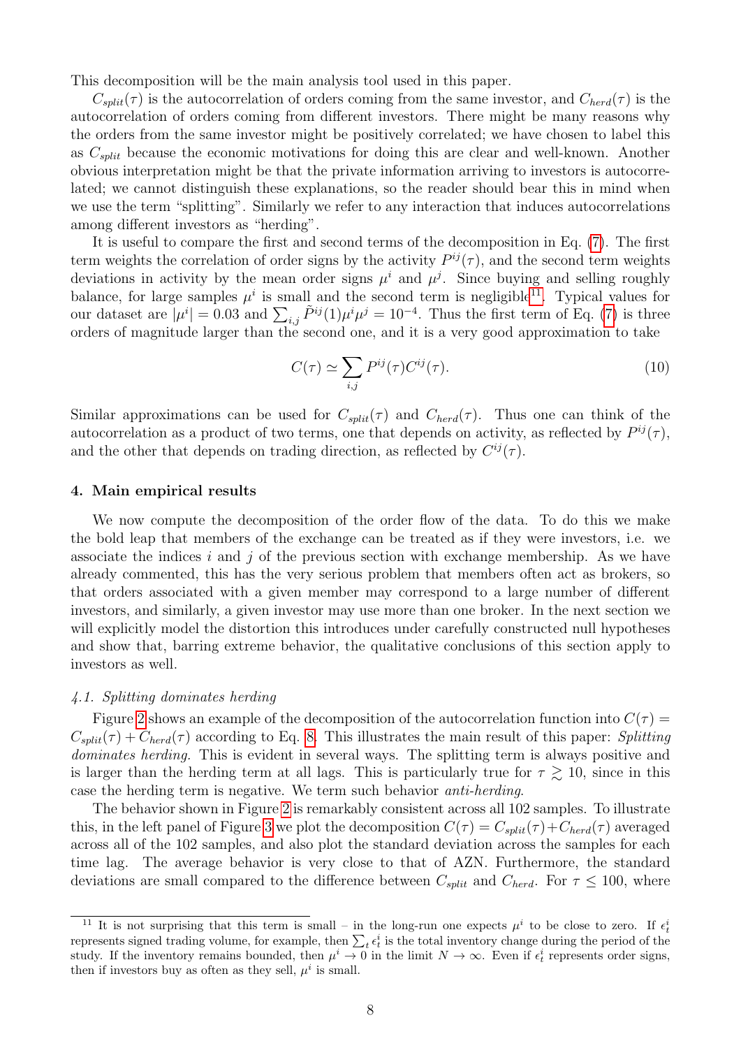This decomposition will be the main analysis tool used in this paper.

$C_{split}(\tau)$ is the autocorrelation of orders coming from the same investor, and $C_{herd}(\tau)$ is the autocorrelation of orders coming from different investors. There might be many reasons why the orders from the same investor might be positively correlated; we have chosen to label this as $C_{split}$ because the economic motivations for doing this are clear and well-known. Another obvious interpretation might be that the private information arriving to investors is autocorrelated; we cannot distinguish these explanations, so the reader should bear this in mind when we use the term "splitting". Similarly we refer to any interaction that induces autocorrelations among different investors as "herding".

It is useful to compare the first and second terms of the decomposition in Eq. (7). The first term weights the correlation of order signs by the activity $P^{ij}(\tau)$, and the second term weights deviations in activity by the mean order signs $\mu^i$ and $\mu^j$. Since buying and selling roughly balance, for large samples $\mu^i$ is small and the second term is negligible[11]. Typical values for our dataset are $|\mu^i| = 0.03$ and $\sum_{i,j} \tilde{P}^{ij}(1)\mu^i\mu^j = 10^{-4}$. Thus the first term of Eq. (7) is three orders of magnitude larger than the second one, and it is a very good approximation to take

$$C(\tau) \simeq \sum_{i,j} P^{ij}(\tau) C^{ij}(\tau). \tag{10}$$

Similar approximations can be used for $C_{split}(\tau)$ and $C_{herd}(\tau)$. Thus one can think of the autocorrelation as a product of two terms, one that depends on activity, as reflected by $P^{ij}(\tau)$, and the other that depends on trading direction, as reflected by $C^{ij}(\tau)$.

## 4. Main empirical results

We now compute the decomposition of the order flow of the data. To do this we make the bold leap that members of the exchange can be treated as if they were investors, i.e. we associate the indices $i$ and $j$ of the previous section with exchange membership. As we have already commented, this has the very serious problem that members often act as brokers, so that orders associated with a given member may correspond to a large number of different investors, and similarly, a given investor may use more than one broker. In the next section we will explicitly model the distortion this introduces under carefully constructed null hypotheses and show that, barring extreme behavior, the qualitative conclusions of this section apply to investors as well.

### *4.1. Splitting dominates herding*

Figure 2 shows an example of the decomposition of the autocorrelation function into $C(\tau) = C_{split}(\tau) + C_{herd}(\tau)$ according to Eq. 8. This illustrates the main result of this paper: *Splitting dominates herding.* This is evident in several ways. The splitting term is always positive and is larger than the herding term at all lags. This is particularly true for $\tau \gtrsim 10$, since in this case the herding term is negative. We term such behavior *anti-herding*.

The behavior shown in Figure 2 is remarkably consistent across all 102 samples. To illustrate this, in the left panel of Figure 3 we plot the decomposition $C(\tau) = C_{split}(\tau) + C_{herd}(\tau)$ averaged across all of the 102 samples, and also plot the standard deviation across the samples for each time lag. The average behavior is very close to that of AZN. Furthermore, the standard deviations are small compared to the difference between $C_{split}$ and $C_{herd}$. For $\tau \leq 100$, where

---

[11] It is not surprising that this term is small – in the long-run one expects $\mu^i$ to be close to zero. If $\epsilon_t^i$ represents signed trading volume, for example, then $\sum_t \epsilon_t^i$ is the total inventory change during the period of the study. If the inventory remains bounded, then $\mu^i \to 0$ in the limit $N \to \infty$. Even if $\epsilon_t^i$ represents order signs, then if investors buy as often as they sell, $\mu^i$ is small.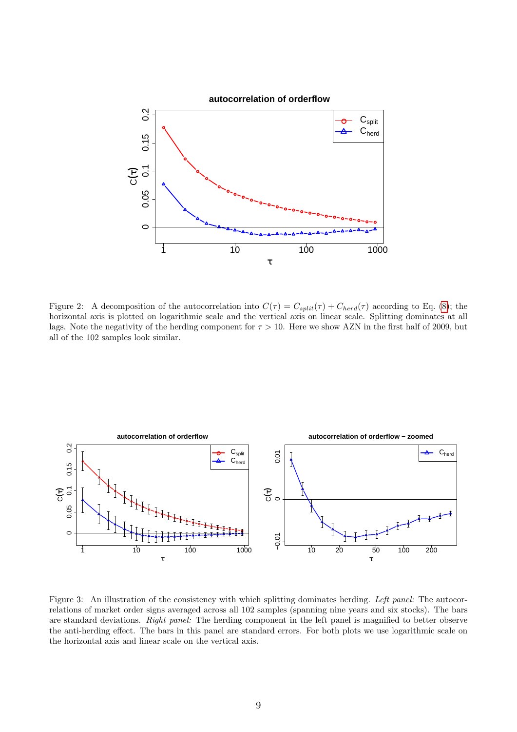Figure 2: A decomposition of the autocorrelation into $C(\tau) = C_{split}(\tau) + C_{herd}(\tau)$ according to Eq. (8); the horizontal axis is plotted on logarithmic scale and the vertical axis on linear scale. Splitting dominates at all lags. Note the negativity of the herding component for $\tau > 10$. Here we show AZN in the first half of 2009, but all of the 102 samples look similar.

Figure 3: An illustration of the consistency with which splitting dominates herding. *Left panel:* The autocorrelations of market order signs averaged across all 102 samples (spanning nine years and six stocks). The bars are standard deviations. *Right panel:* The herding component in the left panel is magnified to better observe the anti-herding effect. The bars in this panel are standard errors. For both plots we use logarithmic scale on the horizontal axis and linear scale on the vertical axis.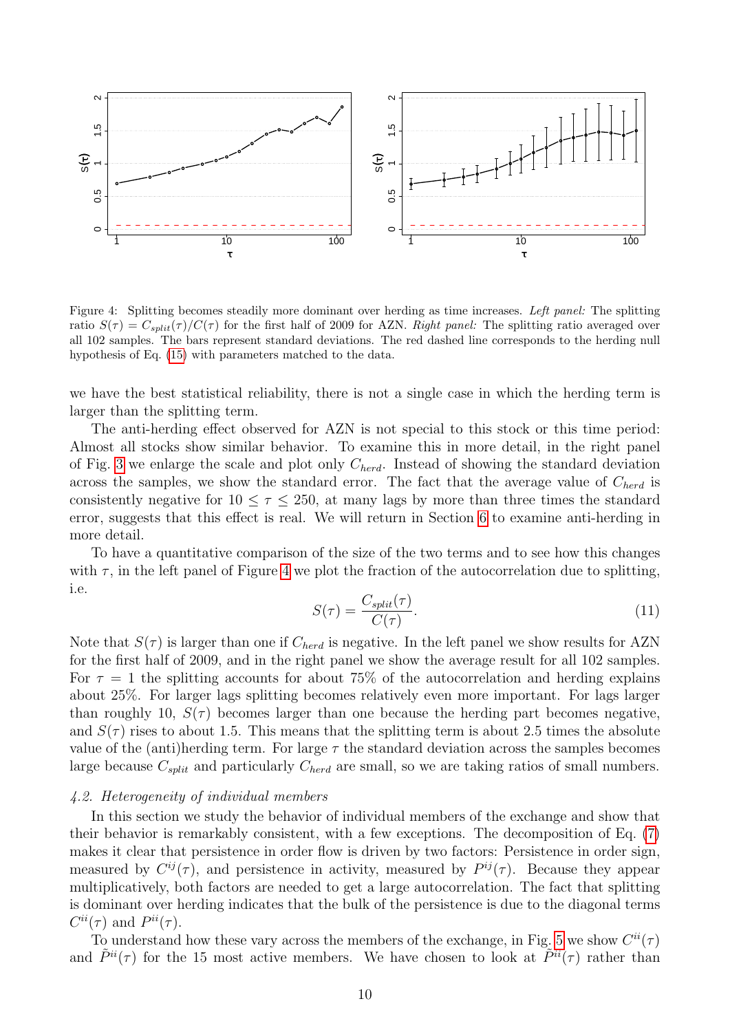Figure 4: Splitting becomes steadily more dominant over herding as time increases. *Left panel:* The splitting ratio $S(\tau) = C_{split}(\tau)/C(\tau)$ for the first half of 2009 for AZN. *Right panel:* The splitting ratio averaged over all 102 samples. The bars represent standard deviations. The red dashed line corresponds to the herding null hypothesis of Eq. (15) with parameters matched to the data.

we have the best statistical reliability, there is not a single case in which the herding term is larger than the splitting term.

The anti-herding effect observed for AZN is not special to this stock or this time period: Almost all stocks show similar behavior. To examine this in more detail, in the right panel of Fig. 3 we enlarge the scale and plot only $C_{herd}$. Instead of showing the standard deviation across the samples, we show the standard error. The fact that the average value of $C_{herd}$ is consistently negative for $10 \leq \tau \leq 250$, at many lags by more than three times the standard error, suggests that this effect is real. We will return in Section 6 to examine anti-herding in more detail.

To have a quantitative comparison of the size of the two terms and to see how this changes with $\tau$, in the left panel of Figure 4 we plot the fraction of the autocorrelation due to splitting, i.e.

$$S(\tau) = \frac{C_{split}(\tau)}{C(\tau)}. \tag{11}$$

Note that $S(\tau)$ is larger than one if $C_{herd}$ is negative. In the left panel we show results for AZN for the first half of 2009, and in the right panel we show the average result for all 102 samples. For $\tau = 1$ the splitting accounts for about 75% of the autocorrelation and herding explains about 25%. For larger lags splitting becomes relatively even more important. For lags larger than roughly 10, $S(\tau)$ becomes larger than one because the herding part becomes negative, and $S(\tau)$ rises to about 1.5. This means that the splitting term is about 2.5 times the absolute value of the (anti)herding term. For large $\tau$ the standard deviation across the samples becomes large because $C_{split}$ and particularly $C_{herd}$ are small, so we are taking ratios of small numbers.

### *4.2. Heterogeneity of individual members*

In this section we study the behavior of individual members of the exchange and show that their behavior is remarkably consistent, with a few exceptions. The decomposition of Eq. (7) makes it clear that persistence in order flow is driven by two factors: Persistence in order sign, measured by $C^{ij}(\tau)$, and persistence in activity, measured by $P^{ij}(\tau)$. Because they appear multiplicatively, both factors are needed to get a large autocorrelation. The fact that splitting is dominant over herding indicates that the bulk of the persistence is due to the diagonal terms $C^{ii}(\tau)$ and $P^{ii}(\tau)$.

To understand how these vary across the members of the exchange, in Fig. 5 we show $C^{ii}(\tau)$ and $\tilde{P}^{ii}(\tau)$ for the 15 most active members. We have chosen to look at $\tilde{P}^{ii}(\tau)$ rather than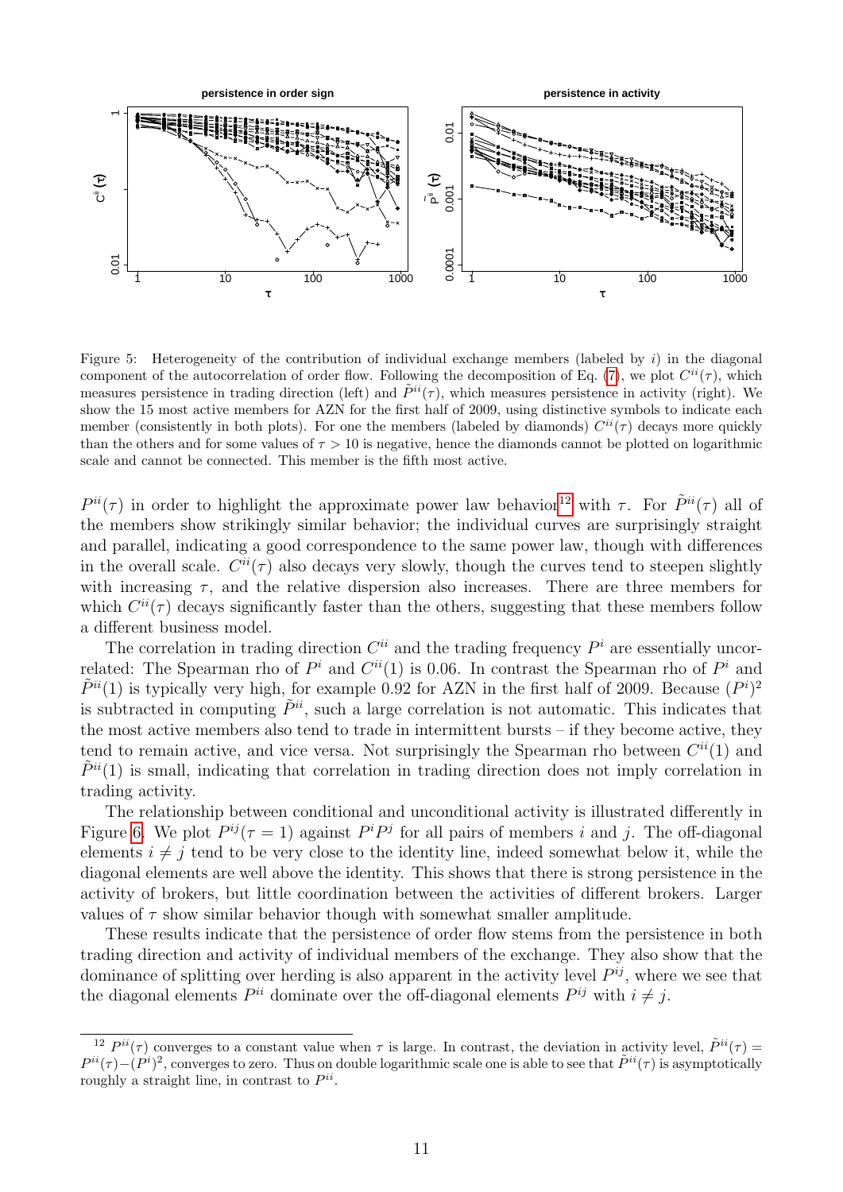Figure 5: Heterogeneity of the contribution of individual exchange members (labeled by $i$) in the diagonal component of the autocorrelation of order flow. Following the decomposition of Eq. (7), we plot $C^{ii}(\tau)$, which measures persistence in trading direction (left) and $\tilde{P}^{ii}(\tau)$, which measures persistence in activity (right). We show the 15 most active members for AZN for the first half of 2009, using distinctive symbols to indicate each member (consistently in both plots). For one the members (labeled by diamonds) $C^{ii}(\tau)$ decays more quickly than the others and for some values of $\tau > 10$ is negative, hence the diamonds cannot be plotted on logarithmic scale and cannot be connected. This member is the fifth most active.

$P^{ii}(\tau)$ in order to highlight the approximate power law behavior[12] with $\tau$. For $\tilde{P}^{ii}(\tau)$ all of the members show strikingly similar behavior; the individual curves are surprisingly straight and parallel, indicating a good correspondence to the same power law, though with differences in the overall scale. $C^{ii}(\tau)$ also decays very slowly, though the curves tend to steepen slightly with increasing $\tau$, and the relative dispersion also increases. There are three members for which $C^{ii}(\tau)$ decays significantly faster than the others, suggesting that these members follow a different business model.

The correlation in trading direction $C^{ii}$ and the trading frequency $P^i$ are essentially uncorrelated: The Spearman rho of $P^i$ and $C^{ii}(1)$ is 0.06. In contrast the Spearman rho of $P^i$ and $\tilde{P}^{ii}(1)$ is typically very high, for example 0.92 for AZN in the first half of 2009. Because $(P^i)^2$ is subtracted in computing $\tilde{P}^{ii}$, such a large correlation is not automatic. This indicates that the most active members also tend to trade in intermittent bursts – if they become active, they tend to remain active, and vice versa. Not surprisingly the Spearman rho between $C^{ii}(1)$ and $\tilde{P}^{ii}(1)$ is small, indicating that correlation in trading direction does not imply correlation in trading activity.

The relationship between conditional and unconditional activity is illustrated differently in Figure 6. We plot $P^{ij}(\tau = 1)$ against $P^iP^j$ for all pairs of members $i$ and $j$. The off-diagonal elements $i \neq j$ tend to be very close to the identity line, indeed somewhat below it, while the diagonal elements are well above the identity. This shows that there is strong persistence in the activity of brokers, but little coordination between the activities of different brokers. Larger values of $\tau$ show similar behavior though with somewhat smaller amplitude.

These results indicate that the persistence of order flow stems from the persistence in both trading direction and activity of individual members of the exchange. They also show that the dominance of splitting over herding is also apparent in the activity level $P^{ij}$, where we see that the diagonal elements $P^{ii}$ dominate over the off-diagonal elements $P^{ij}$ with $i \neq j$.

[12] $P^{ii}(\tau)$ converges to a constant value when $\tau$ is large. In contrast, the deviation in activity level, $\tilde{P}^{ii}(\tau) = P^{ii}(\tau) - (P^i)^2$, converges to zero. Thus on double logarithmic scale one is able to see that $\tilde{P}^{ii}(\tau)$ is asymptotically roughly a straight line, in contrast to $P^{ii}$.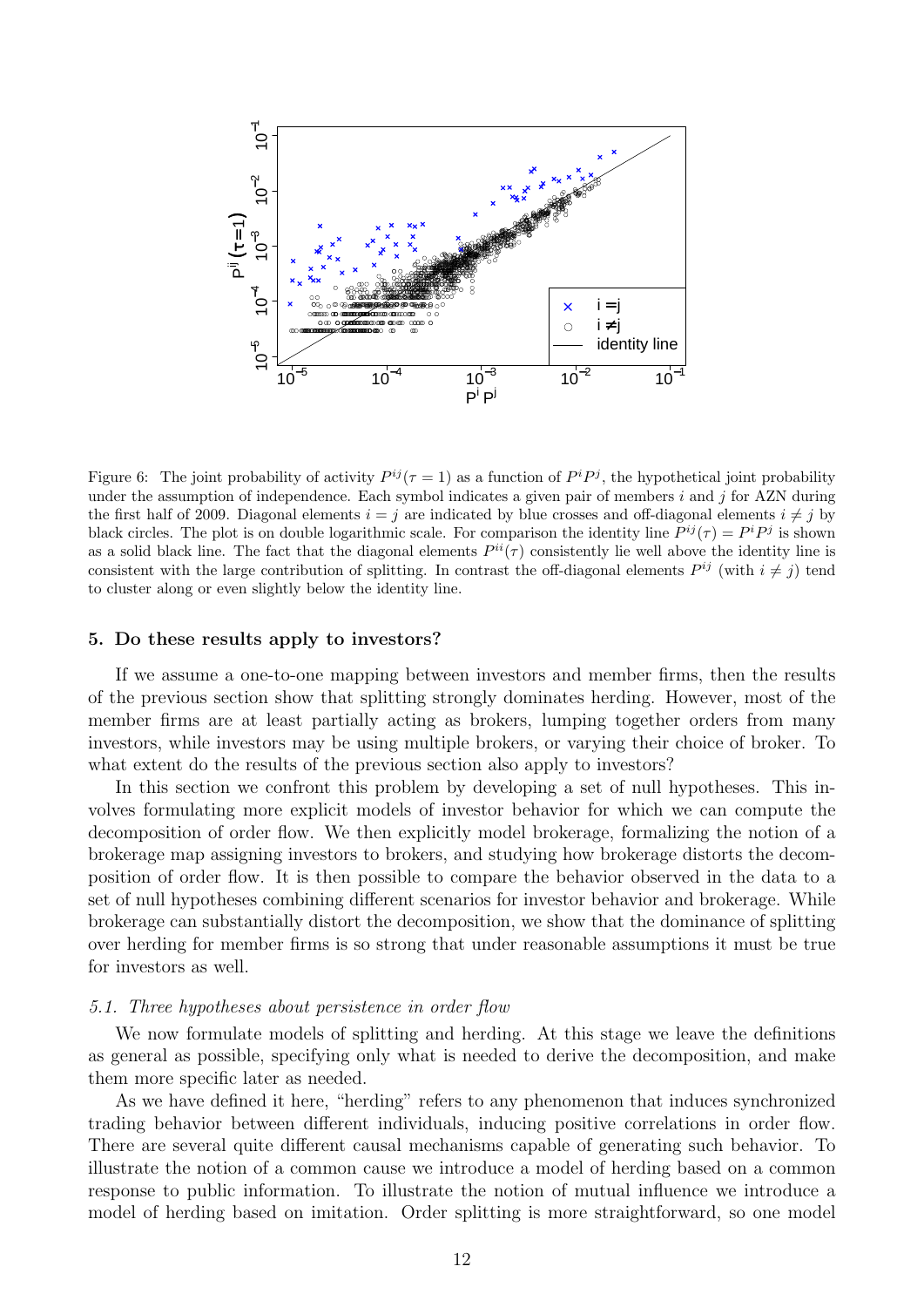Figure 6: The joint probability of activity $P^{ij}(\tau = 1)$ as a function of $P^i P^j$, the hypothetical joint probability under the assumption of independence. Each symbol indicates a given pair of members $i$ and $j$ for AZN during the first half of 2009. Diagonal elements $i = j$ are indicated by blue crosses and off-diagonal elements $i \neq j$ by black circles. The plot is on double logarithmic scale. For comparison the identity line $P^{ij}(\tau) = P^i P^j$ is shown as a solid black line. The fact that the diagonal elements $P^{ii}(\tau)$ consistently lie well above the identity line is consistent with the large contribution of splitting. In contrast the off-diagonal elements $P^{ij}$ (with $i \neq j$) tend to cluster along or even slightly below the identity line.

## 5. Do these results apply to investors?

If we assume a one-to-one mapping between investors and member firms, then the results of the previous section show that splitting strongly dominates herding. However, most of the member firms are at least partially acting as brokers, lumping together orders from many investors, while investors may be using multiple brokers, or varying their choice of broker. To what extent do the results of the previous section also apply to investors?

In this section we confront this problem by developing a set of null hypotheses. This involves formulating more explicit models of investor behavior for which we can compute the decomposition of order flow. We then explicitly model brokerage, formalizing the notion of a brokerage map assigning investors to brokers, and studying how brokerage distorts the decomposition of order flow. It is then possible to compare the behavior observed in the data to a set of null hypotheses combining different scenarios for investor behavior and brokerage. While brokerage can substantially distort the decomposition, we show that the dominance of splitting over herding for member firms is so strong that under reasonable assumptions it must be true for investors as well.

### *5.1. Three hypotheses about persistence in order flow*

We now formulate models of splitting and herding. At this stage we leave the definitions as general as possible, specifying only what is needed to derive the decomposition, and make them more specific later as needed.

As we have defined it here, "herding" refers to any phenomenon that induces synchronized trading behavior between different individuals, inducing positive correlations in order flow. There are several quite different causal mechanisms capable of generating such behavior. To illustrate the notion of a common cause we introduce a model of herding based on a common response to public information. To illustrate the notion of mutual influence we introduce a model of herding based on imitation. Order splitting is more straightforward, so one model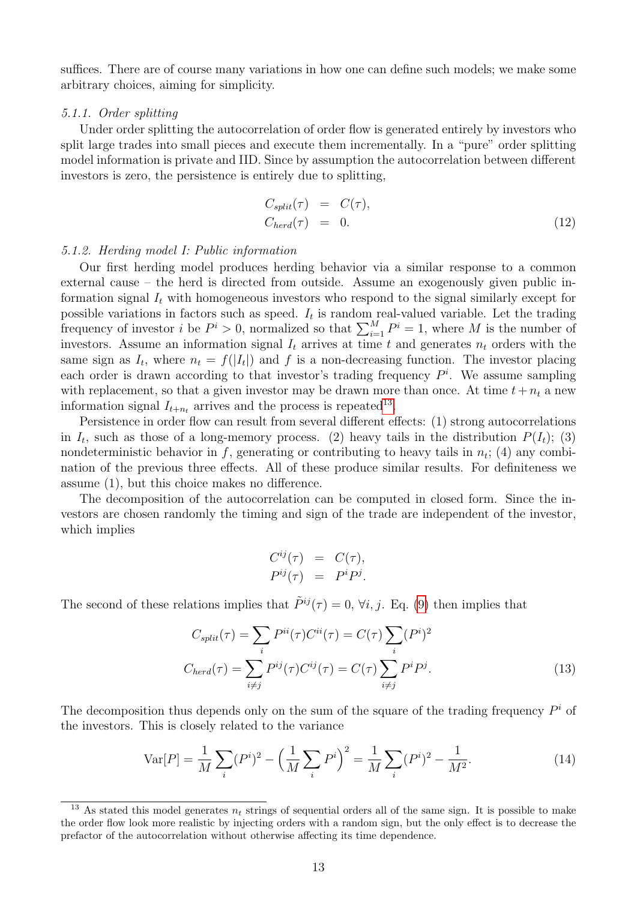suffices. There are of course many variations in how one can define such models; we make some arbitrary choices, aiming for simplicity.

#### *5.1.1. Order splitting*

Under order splitting the autocorrelation of order flow is generated entirely by investors who split large trades into small pieces and execute them incrementally. In a "pure" order splitting model information is private and IID. Since by assumption the autocorrelation between different investors is zero, the persistence is entirely due to splitting,

$$
\begin{aligned}
C_{split}(\tau) &= C(\tau), \\
C_{herd}(\tau) &= 0.
\end{aligned} \tag{12}
$$

#### *5.1.2. Herding model I: Public information*

Our first herding model produces herding behavior via a similar response to a common external cause – the herd is directed from outside. Assume an exogenously given public information signal $I_t$ with homogeneous investors who respond to the signal similarly except for possible variations in factors such as speed. $I_t$ is random real-valued variable. Let the trading frequency of investor $i$ be $P^i > 0$, normalized so that $\sum_{i=1}^{M} P^i = 1$, where $M$ is the number of investors. Assume an information signal $I_t$ arrives at time $t$ and generates $n_t$ orders with the same sign as $I_t$, where $n_t = f(|I_t|)$ and $f$ is a non-decreasing function. The investor placing each order is drawn according to that investor's trading frequency $P^i$. We assume sampling with replacement, so that a given investor may be drawn more than once. At time $t + n_t$ a new information signal $I_{t+n_t}$ arrives and the process is repeated[13].

Persistence in order flow can result from several different effects: (1) strong autocorrelations in $I_t$, such as those of a long-memory process. (2) heavy tails in the distribution $P(I_t)$; (3) nondeterministic behavior in $f$, generating or contributing to heavy tails in $n_t$; (4) any combination of the previous three effects. All of these produce similar results. For definiteness we assume (1), but this choice makes no difference.

The decomposition of the autocorrelation can be computed in closed form. Since the investors are chosen randomly the timing and sign of the trade are independent of the investor, which implies

$$
\begin{aligned}
C^{ij}(\tau) &= C(\tau), \\
P^{ij}(\tau) &= P^i P^j.
\end{aligned}
$$

The second of these relations implies that $\tilde{P}^{ij}(\tau) = 0$, $\forall i, j$. Eq. (9) then implies that

$$
\begin{aligned}
C_{split}(\tau) &= \sum_i P^{ii}(\tau) C^{ii}(\tau) = C(\tau) \sum_i (P^i)^2 \\
C_{herd}(\tau) &= \sum_{i \neq j} P^{ij}(\tau) C^{ij}(\tau) = C(\tau) \sum_{i \neq j} P^i P^j.
\end{aligned} \tag{13}
$$

The decomposition thus depends only on the sum of the square of the trading frequency $P^i$ of the investors. This is closely related to the variance

$$
\mathrm{Var}[P] = \frac{1}{M} \sum_i (P^i)^2 - \Big( \frac{1}{M} \sum_i P^i \Big)^2 = \frac{1}{M} \sum_i (P^i)^2 - \frac{1}{M^2}. \tag{14}
$$

[13] As stated this model generates $n_t$ strings of sequential orders all of the same sign. It is possible to make the order flow look more realistic by injecting orders with a random sign, but the only effect is to decrease the prefactor of the autocorrelation without otherwise affecting its time dependence.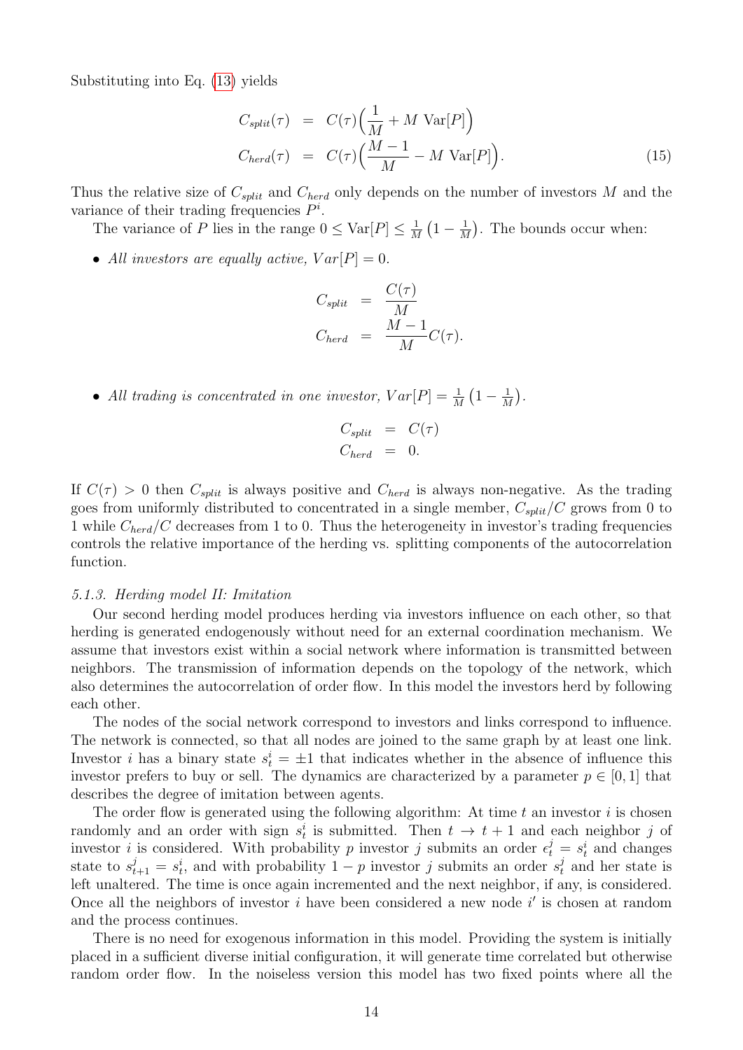Substituting into Eq. (13) yields

$$
\begin{aligned}
C_{split}(\tau) &= C(\tau)\Big(\frac{1}{M} + M\ \mathrm{Var}[P]\Big) \\
C_{herd}(\tau) &= C(\tau)\Big(\frac{M-1}{M} - M\ \mathrm{Var}[P]\Big).
\end{aligned} \tag{15}
$$

Thus the relative size of $C_{split}$ and $C_{herd}$ only depends on the number of investors $M$ and the variance of their trading frequencies $P^i$.

The variance of $P$ lies in the range $0 \leq \mathrm{Var}[P] \leq \frac{1}{M}\left(1 - \frac{1}{M}\right)$. The bounds occur when:

- *All investors are equally active, $Var[P] = 0$.*

$$
\begin{aligned}
C_{split} &= \frac{C(\tau)}{M} \\
C_{herd} &= \frac{M-1}{M} C(\tau).
\end{aligned}
$$

- *All trading is concentrated in one investor, $Var[P] = \frac{1}{M}\left(1 - \frac{1}{M}\right)$.*

$$
\begin{aligned}
C_{split} &= C(\tau) \\
C_{herd} &= 0.
\end{aligned}
$$

If $C(\tau) > 0$ then $C_{split}$ is always positive and $C_{herd}$ is always non-negative. As the trading goes from uniformly distributed to concentrated in a single member, $C_{split}/C$ grows from 0 to 1 while $C_{herd}/C$ decreases from 1 to 0. Thus the heterogeneity in investor's trading frequencies controls the relative importance of the herding vs. splitting components of the autocorrelation function.

#### 5.1.3. Herding model II: Imitation

Our second herding model produces herding via investors influence on each other, so that herding is generated endogenously without need for an external coordination mechanism. We assume that investors exist within a social network where information is transmitted between neighbors. The transmission of information depends on the topology of the network, which also determines the autocorrelation of order flow. In this model the investors herd by following each other.

The nodes of the social network correspond to investors and links correspond to influence. The network is connected, so that all nodes are joined to the same graph by at least one link. Investor $i$ has a binary state $s_t^i = \pm 1$ that indicates whether in the absence of influence this investor prefers to buy or sell. The dynamics are characterized by a parameter $p \in [0, 1]$ that describes the degree of imitation between agents.

The order flow is generated using the following algorithm: At time $t$ an investor $i$ is chosen randomly and an order with sign $s_t^i$ is submitted. Then $t \to t + 1$ and each neighbor $j$ of investor $i$ is considered. With probability $p$ investor $j$ submits an order $\epsilon_t^j = s_t^i$ and changes state to $s_{t+1}^j = s_t^i$, and with probability $1 - p$ investor $j$ submits an order $s_t^j$ and her state is left unaltered. The time is once again incremented and the next neighbor, if any, is considered. Once all the neighbors of investor $i$ have been considered a new node $i'$ is chosen at random and the process continues.

There is no need for exogenous information in this model. Providing the system is initially placed in a sufficient diverse initial configuration, it will generate time correlated but otherwise random order flow. In the noiseless version this model has two fixed points where all the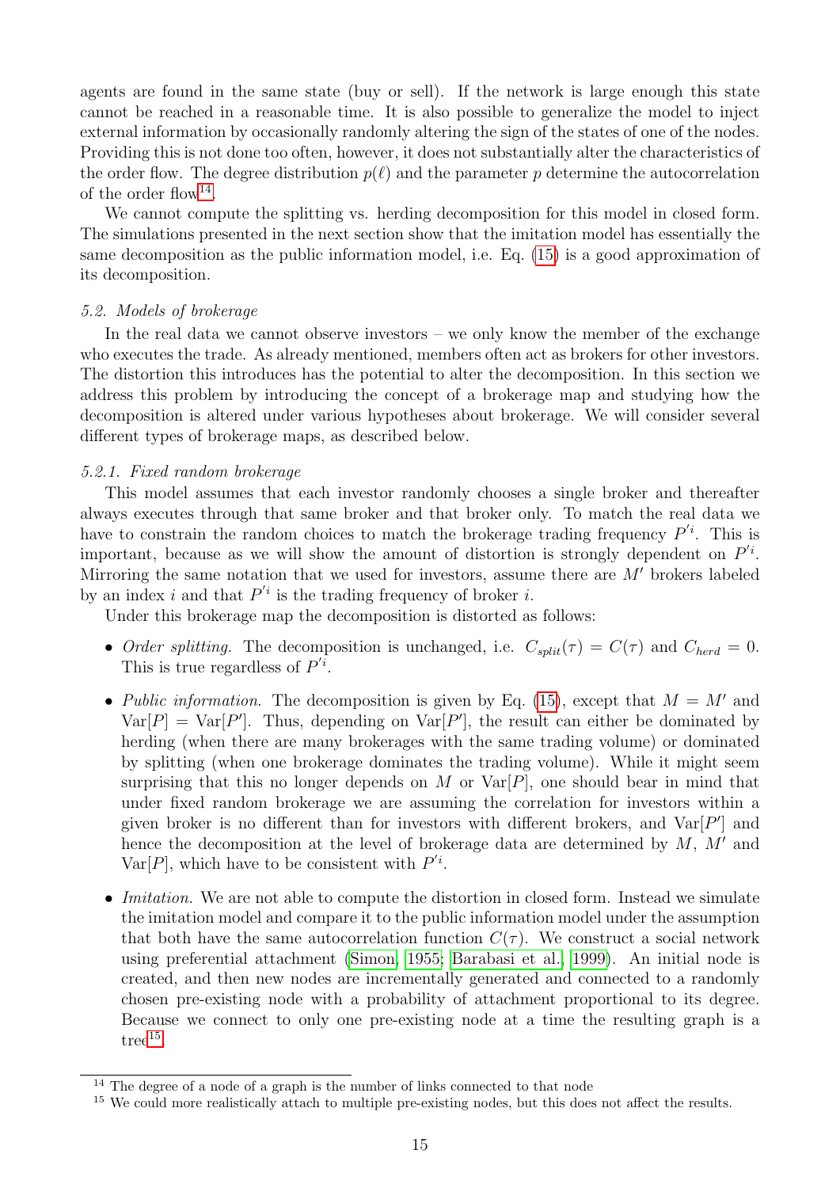agents are found in the same state (buy or sell). If the network is large enough this state cannot be reached in a reasonable time. It is also possible to generalize the model to inject external information by occasionally randomly altering the sign of the states of one of the nodes. Providing this is not done too often, however, it does not substantially alter the characteristics of the order flow. The degree distribution $p(\ell)$ and the parameter $p$ determine the autocorrelation of the order flow[14].

We cannot compute the splitting vs. herding decomposition for this model in closed form. The simulations presented in the next section show that the imitation model has essentially the same decomposition as the public information model, i.e. Eq. (15) is a good approximation of its decomposition.

### 5.2. Models of brokerage

In the real data we cannot observe investors – we only know the member of the exchange who executes the trade. As already mentioned, members often act as brokers for other investors. The distortion this introduces has the potential to alter the decomposition. In this section we address this problem by introducing the concept of a brokerage map and studying how the decomposition is altered under various hypotheses about brokerage. We will consider several different types of brokerage maps, as described below.

#### 5.2.1. Fixed random brokerage

This model assumes that each investor randomly chooses a single broker and thereafter always executes through that same broker and that broker only. To match the real data we have to constrain the random choices to match the brokerage trading frequency $P'^i$. This is important, because as we will show the amount of distortion is strongly dependent on $P'^i$. Mirroring the same notation that we used for investors, assume there are $M'$ brokers labeled by an index $i$ and that $P'^i$ is the trading frequency of broker $i$.

Under this brokerage map the decomposition is distorted as follows:

- *Order splitting*. The decomposition is unchanged, i.e. $C_{split}(\tau) = C(\tau)$ and $C_{herd} = 0$. This is true regardless of $P'^i$.
- *Public information*. The decomposition is given by Eq. (15), except that $M = M'$ and $\mathrm{Var}[P] = \mathrm{Var}[P']$. Thus, depending on $\mathrm{Var}[P']$, the result can either be dominated by herding (when there are many brokerages with the same trading volume) or dominated by splitting (when one brokerage dominates the trading volume). While it might seem surprising that this no longer depends on $M$ or $\mathrm{Var}[P]$, one should bear in mind that under fixed random brokerage we are assuming the correlation for investors within a given broker is no different than for investors with different brokers, and $\mathrm{Var}[P']$ and hence the decomposition at the level of brokerage data are determined by $M$, $M'$ and $\mathrm{Var}[P]$, which have to be consistent with $P'^i$.
- *Imitation*. We are not able to compute the distortion in closed form. Instead we simulate the imitation model and compare it to the public information model under the assumption that both have the same autocorrelation function $C(\tau)$. We construct a social network using preferential attachment (Simon, 1955; Barabasi et al., 1999). An initial node is created, and then new nodes are incrementally generated and connected to a randomly chosen pre-existing node with a probability of attachment proportional to its degree. Because we connect to only one pre-existing node at a time the resulting graph is a tree[15].

---

[14] The degree of a node of a graph is the number of links connected to that node

[15] We could more realistically attach to multiple pre-existing nodes, but this does not affect the results.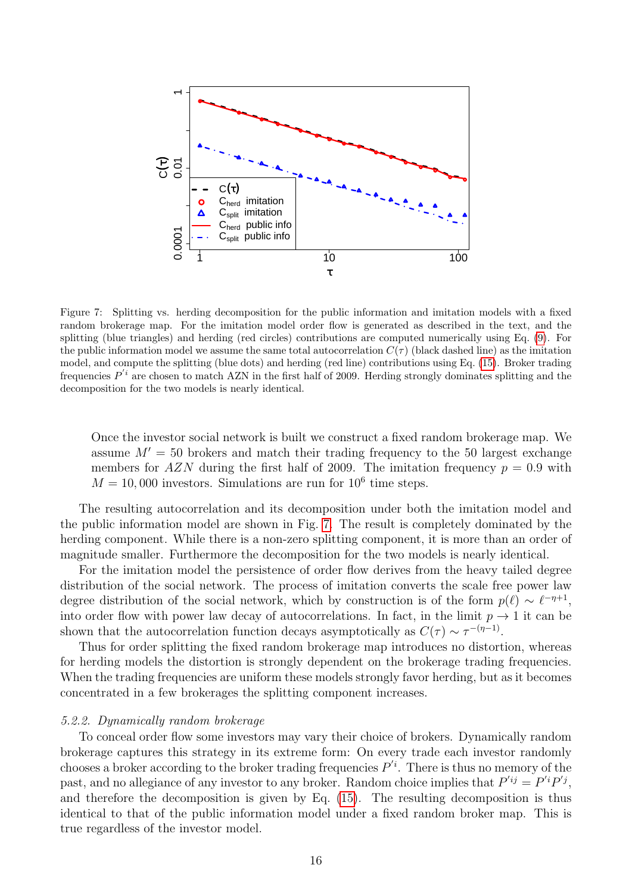Figure 7: Splitting vs. herding decomposition for the public information and imitation models with a fixed random brokerage map. For the imitation model order flow is generated as described in the text, and the splitting (blue triangles) and herding (red circles) contributions are computed numerically using Eq. (9). For the public information model we assume the same total autocorrelation $C(\tau)$ (black dashed line) as the imitation model, and compute the splitting (blue dots) and herding (red line) contributions using Eq. (15). Broker trading frequencies $P'^i$ are chosen to match AZN in the first half of 2009. Herding strongly dominates splitting and the decomposition for the two models is nearly identical.

> Once the investor social network is built we construct a fixed random brokerage map. We assume $M' = 50$ brokers and match their trading frequency to the 50 largest exchange members for $AZN$ during the first half of 2009. The imitation frequency $p = 0.9$ with $M = 10,000$ investors. Simulations are run for $10^6$ time steps.

The resulting autocorrelation and its decomposition under both the imitation model and the public information model are shown in Fig. 7. The result is completely dominated by the herding component. While there is a non-zero splitting component, it is more than an order of magnitude smaller. Furthermore the decomposition for the two models is nearly identical.

For the imitation model the persistence of order flow derives from the heavy tailed degree distribution of the social network. The process of imitation converts the scale free power law degree distribution of the social network, which by construction is of the form $p(\ell) \sim \ell^{-\eta+1}$, into order flow with power law decay of autocorrelations. In fact, in the limit $p \to 1$ it can be shown that the autocorrelation function decays asymptotically as $C(\tau) \sim \tau^{-(\eta-1)}$.

Thus for order splitting the fixed random brokerage map introduces no distortion, whereas for herding models the distortion is strongly dependent on the brokerage trading frequencies. When the trading frequencies are uniform these models strongly favor herding, but as it becomes concentrated in a few brokerages the splitting component increases.

### 5.2.2. Dynamically random brokerage

To conceal order flow some investors may vary their choice of brokers. Dynamically random brokerage captures this strategy in its extreme form: On every trade each investor randomly chooses a broker according to the broker trading frequencies $P'^i$. There is thus no memory of the past, and no allegiance of any investor to any broker. Random choice implies that $P'^{ij} = P'^i P'^j$, and therefore the decomposition is given by Eq. (15). The resulting decomposition is thus identical to that of the public information model under a fixed random broker map. This is true regardless of the investor model.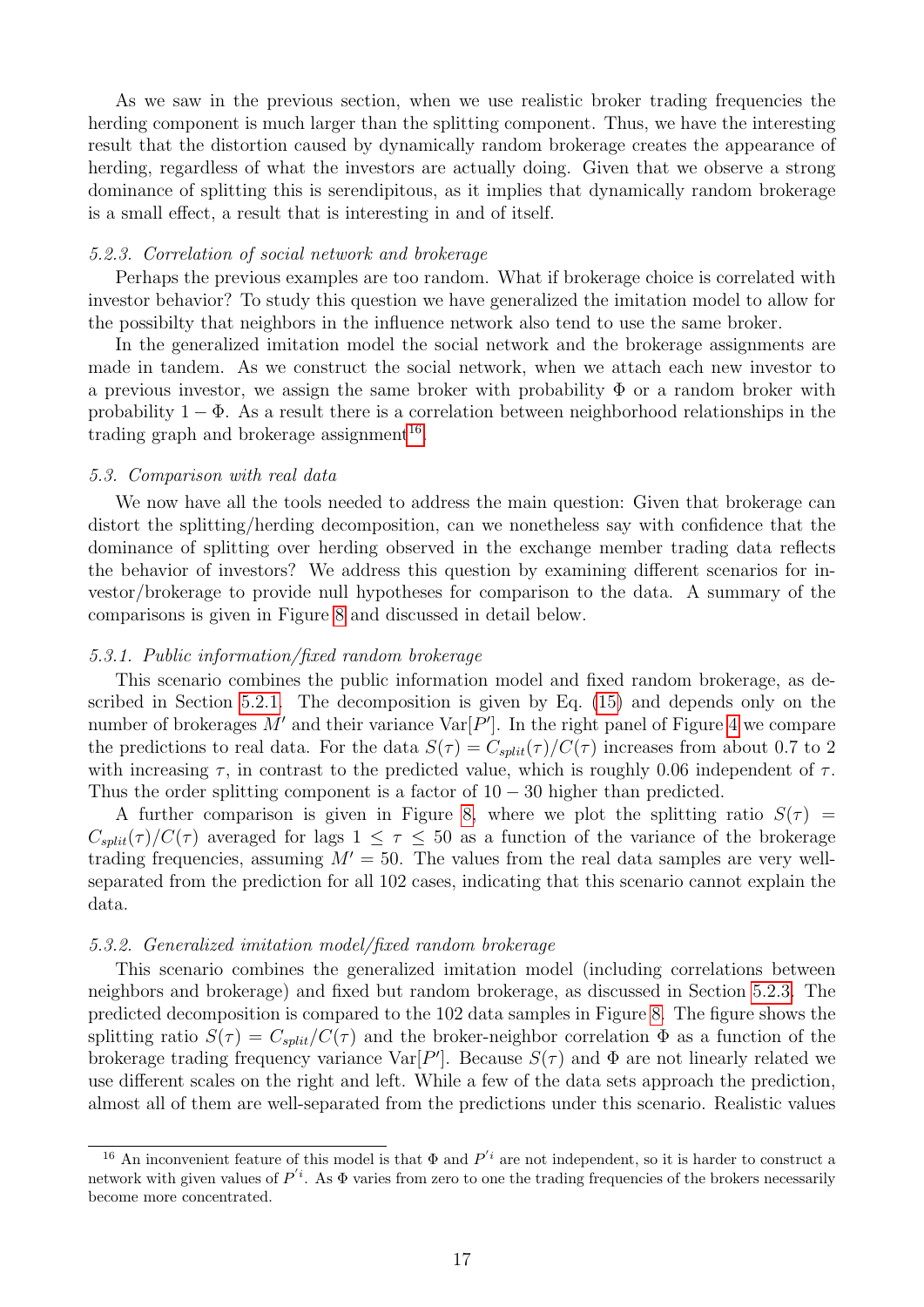As we saw in the previous section, when we use realistic broker trading frequencies the herding component is much larger than the splitting component. Thus, we have the interesting result that the distortion caused by dynamically random brokerage creates the appearance of herding, regardless of what the investors are actually doing. Given that we observe a strong dominance of splitting this is serendipitous, as it implies that dynamically random brokerage is a small effect, a result that is interesting in and of itself.

#### *5.2.3. Correlation of social network and brokerage*

Perhaps the previous examples are too random. What if brokerage choice is correlated with investor behavior? To study this question we have generalized the imitation model to allow for the possibilty that neighbors in the influence network also tend to use the same broker.

In the generalized imitation model the social network and the brokerage assignments are made in tandem. As we construct the social network, when we attach each new investor to a previous investor, we assign the same broker with probability $\Phi$ or a random broker with probability $1 - \Phi$. As a result there is a correlation between neighborhood relationships in the trading graph and brokerage assignment[16].

### *5.3. Comparison with real data*

We now have all the tools needed to address the main question: Given that brokerage can distort the splitting/herding decomposition, can we nonetheless say with confidence that the dominance of splitting over herding observed in the exchange member trading data reflects the behavior of investors? We address this question by examining different scenarios for investor/brokerage to provide null hypotheses for comparison to the data. A summary of the comparisons is given in Figure 8 and discussed in detail below.

#### *5.3.1. Public information/fixed random brokerage*

This scenario combines the public information model and fixed random brokerage, as described in Section 5.2.1. The decomposition is given by Eq. (15) and depends only on the number of brokerages $M'$ and their variance $\mathrm{Var}[P']$. In the right panel of Figure 4 we compare the predictions to real data. For the data $S(\tau) = C_{split}(\tau)/C(\tau)$ increases from about 0.7 to 2 with increasing $\tau$, in contrast to the predicted value, which is roughly 0.06 independent of $\tau$. Thus the order splitting component is a factor of $10 - 30$ higher than predicted.

A further comparison is given in Figure 8, where we plot the splitting ratio $S(\tau) = C_{split}(\tau)/C(\tau)$ averaged for lags $1 \leq \tau \leq 50$ as a function of the variance of the brokerage trading frequencies, assuming $M' = 50$. The values from the real data samples are very well-separated from the prediction for all 102 cases, indicating that this scenario cannot explain the data.

#### *5.3.2. Generalized imitation model/fixed random brokerage*

This scenario combines the generalized imitation model (including correlations between neighbors and brokerage) and fixed but random brokerage, as discussed in Section 5.2.3. The predicted decomposition is compared to the 102 data samples in Figure 8. The figure shows the splitting ratio $S(\tau) = C_{split}/C(\tau)$ and the broker-neighbor correlation $\Phi$ as a function of the brokerage trading frequency variance $\mathrm{Var}[P']$. Because $S(\tau)$ and $\Phi$ are not linearly related we use different scales on the right and left. While a few of the data sets approach the prediction, almost all of them are well-separated from the predictions under this scenario. Realistic values

[16] An inconvenient feature of this model is that $\Phi$ and $P'^{i}$ are not independent, so it is harder to construct a network with given values of $P'^{i}$. As $\Phi$ varies from zero to one the trading frequencies of the brokers necessarily become more concentrated.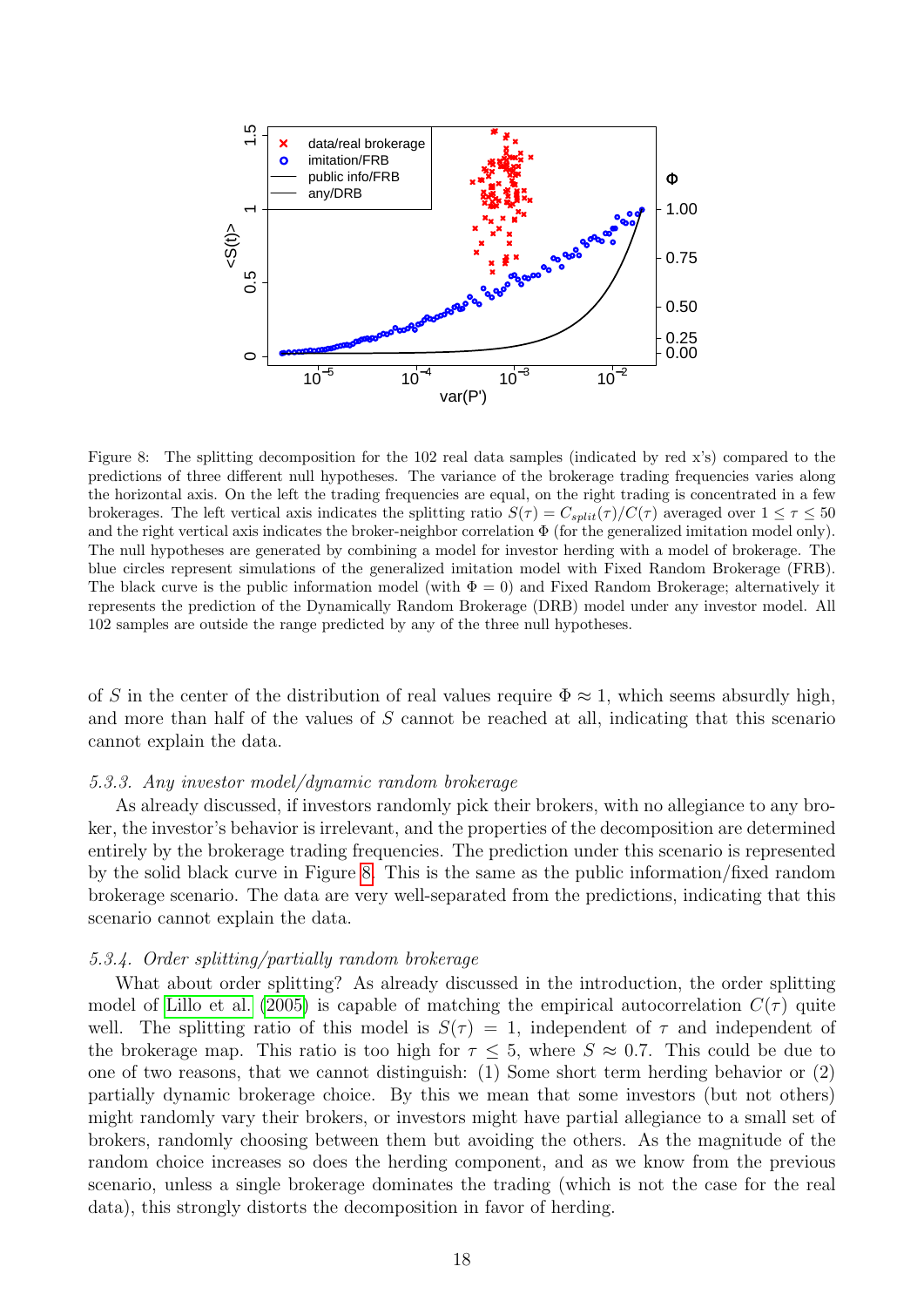Figure 8: The splitting decomposition for the 102 real data samples (indicated by red x's) compared to the predictions of three different null hypotheses. The variance of the brokerage trading frequencies varies along the horizontal axis. On the left the trading frequencies are equal, on the right trading is concentrated in a few brokerages. The left vertical axis indicates the splitting ratio $S(\tau) = C_{split}(\tau)/C(\tau)$ averaged over $1 \leq \tau \leq 50$ and the right vertical axis indicates the broker-neighbor correlation $\Phi$ (for the generalized imitation model only). The null hypotheses are generated by combining a model for investor herding with a model of brokerage. The blue circles represent simulations of the generalized imitation model with Fixed Random Brokerage (FRB). The black curve is the public information model (with $\Phi = 0$) and Fixed Random Brokerage; alternatively it represents the prediction of the Dynamically Random Brokerage (DRB) model under any investor model. All 102 samples are outside the range predicted by any of the three null hypotheses.

of $S$ in the center of the distribution of real values require $\Phi \approx 1$, which seems absurdly high, and more than half of the values of $S$ cannot be reached at all, indicating that this scenario cannot explain the data.

#### *5.3.3. Any investor model/dynamic random brokerage*

As already discussed, if investors randomly pick their brokers, with no allegiance to any broker, the investor's behavior is irrelevant, and the properties of the decomposition are determined entirely by the brokerage trading frequencies. The prediction under this scenario is represented by the solid black curve in Figure 8. This is the same as the public information/fixed random brokerage scenario. The data are very well-separated from the predictions, indicating that this scenario cannot explain the data.

#### *5.3.4. Order splitting/partially random brokerage*

What about order splitting? As already discussed in the introduction, the order splitting model of Lillo et al. (2005) is capable of matching the empirical autocorrelation $C(\tau)$ quite well. The splitting ratio of this model is $S(\tau) = 1$, independent of $\tau$ and independent of the brokerage map. This ratio is too high for $\tau \leq 5$, where $S \approx 0.7$. This could be due to one of two reasons, that we cannot distinguish: (1) Some short term herding behavior or (2) partially dynamic brokerage choice. By this we mean that some investors (but not others) might randomly vary their brokers, or investors might have partial allegiance to a small set of brokers, randomly choosing between them but avoiding the others. As the magnitude of the random choice increases so does the herding component, and as we know from the previous scenario, unless a single brokerage dominates the trading (which is not the case for the real data), this strongly distorts the decomposition in favor of herding.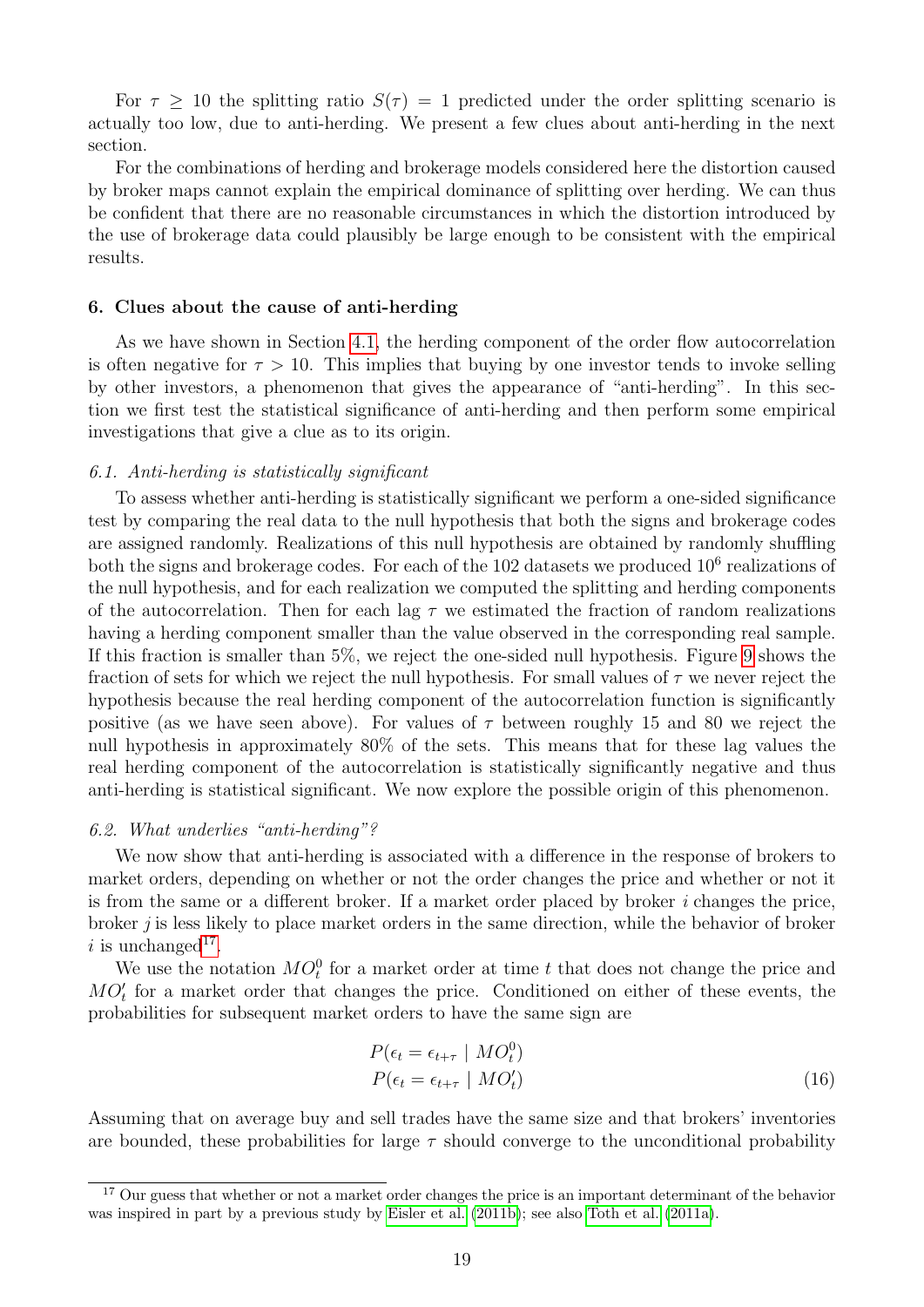For $\tau \geq 10$ the splitting ratio $S(\tau) = 1$ predicted under the order splitting scenario is actually too low, due to anti-herding. We present a few clues about anti-herding in the next section.

For the combinations of herding and brokerage models considered here the distortion caused by broker maps cannot explain the empirical dominance of splitting over herding. We can thus be confident that there are no reasonable circumstances in which the distortion introduced by the use of brokerage data could plausibly be large enough to be consistent with the empirical results.

## 6. Clues about the cause of anti-herding

As we have shown in Section 4.1, the herding component of the order flow autocorrelation is often negative for $\tau > 10$. This implies that buying by one investor tends to invoke selling by other investors, a phenomenon that gives the appearance of "anti-herding". In this section we first test the statistical significance of anti-herding and then perform some empirical investigations that give a clue as to its origin.

### *6.1. Anti-herding is statistically significant*

To assess whether anti-herding is statistically significant we perform a one-sided significance test by comparing the real data to the null hypothesis that both the signs and brokerage codes are assigned randomly. Realizations of this null hypothesis are obtained by randomly shuffling both the signs and brokerage codes. For each of the 102 datasets we produced $10^6$ realizations of the null hypothesis, and for each realization we computed the splitting and herding components of the autocorrelation. Then for each lag $\tau$ we estimated the fraction of random realizations having a herding component smaller than the value observed in the corresponding real sample. If this fraction is smaller than 5%, we reject the one-sided null hypothesis. Figure 9 shows the fraction of sets for which we reject the null hypothesis. For small values of $\tau$ we never reject the hypothesis because the real herding component of the autocorrelation function is significantly positive (as we have seen above). For values of $\tau$ between roughly 15 and 80 we reject the null hypothesis in approximately 80% of the sets. This means that for these lag values the real herding component of the autocorrelation is statistically significantly negative and thus anti-herding is statistical significant. We now explore the possible origin of this phenomenon.

### *6.2. What underlies "anti-herding"?*

We now show that anti-herding is associated with a difference in the response of brokers to market orders, depending on whether or not the order changes the price and whether or not it is from the same or a different broker. If a market order placed by broker $i$ changes the price, broker $j$ is less likely to place market orders in the same direction, while the behavior of broker $i$ is unchanged[17].

We use the notation $MO_t^0$ for a market order at time $t$ that does not change the price and $MO_t'$ for a market order that changes the price. Conditioned on either of these events, the probabilities for subsequent market orders to have the same sign are

$$
\begin{aligned}
&P(\epsilon_t = \epsilon_{t+\tau} \mid MO_t^0) \\
&P(\epsilon_t = \epsilon_{t+\tau} \mid MO_t')
\end{aligned}
\tag{16}
$$

Assuming that on average buy and sell trades have the same size and that brokers' inventories are bounded, these probabilities for large $\tau$ should converge to the unconditional probability

[17] Our guess that whether or not a market order changes the price is an important determinant of the behavior was inspired in part by a previous study by Eisler et al. (2011b); see also Toth et al. (2011a).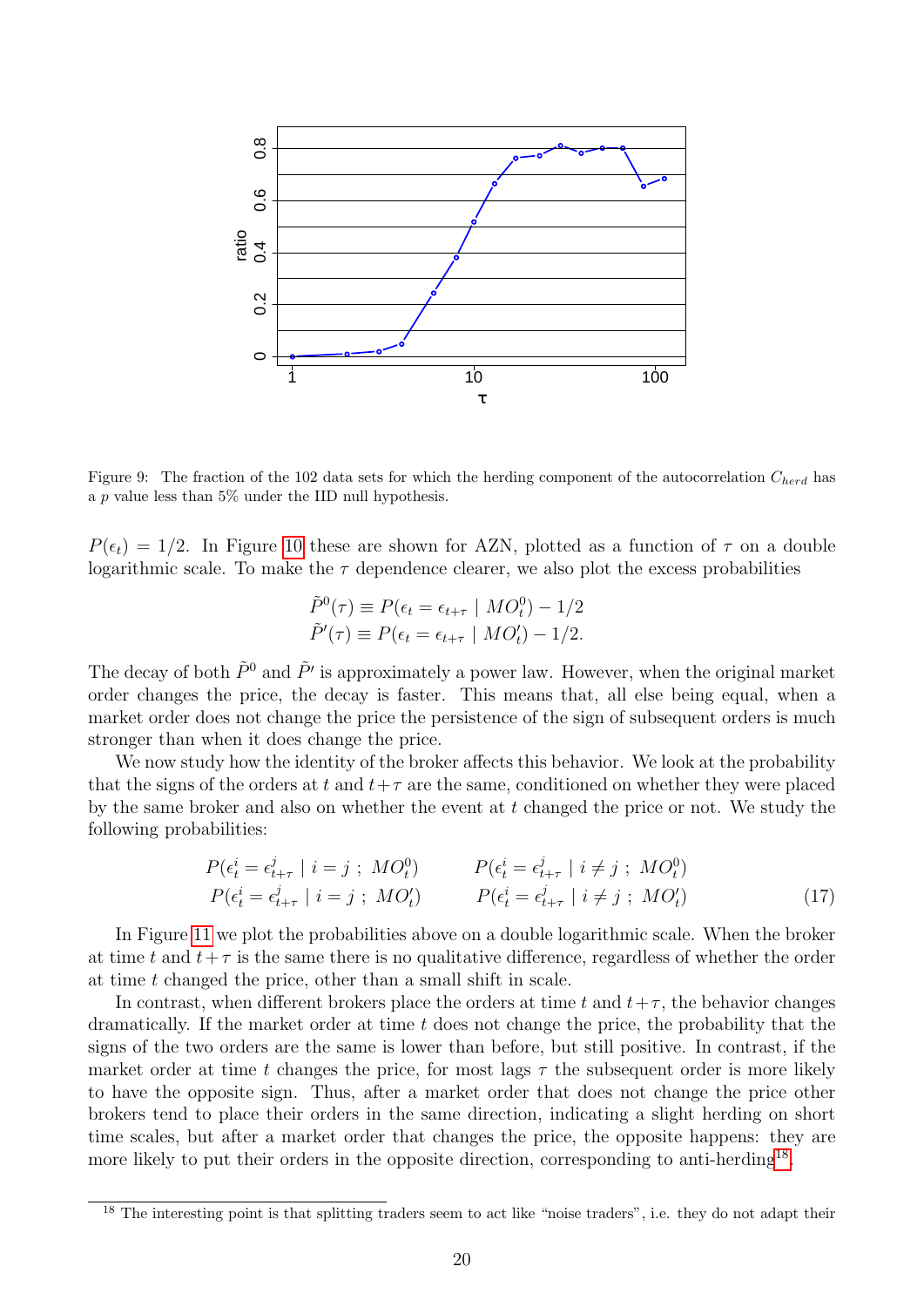Figure 9: The fraction of the 102 data sets for which the herding component of the autocorrelation $C_{herd}$ has a $p$ value less than 5% under the IID null hypothesis.

$P(\epsilon_t) = 1/2$. In Figure 10 these are shown for AZN, plotted as a function of $\tau$ on a double logarithmic scale. To make the $\tau$ dependence clearer, we also plot the excess probabilities

$$\tilde{P}^0(\tau) \equiv P(\epsilon_t = \epsilon_{t+\tau} \mid MO_t^0) - 1/2$$
$$\tilde{P}'(\tau) \equiv P(\epsilon_t = \epsilon_{t+\tau} \mid MO_t') - 1/2.$$

The decay of both $\tilde{P}^0$ and $\tilde{P}'$ is approximately a power law. However, when the original market order changes the price, the decay is faster. This means that, all else being equal, when a market order does not change the price the persistence of the sign of subsequent orders is much stronger than when it does change the price.

We now study how the identity of the broker affects this behavior. We look at the probability that the signs of the orders at $t$ and $t+\tau$ are the same, conditioned on whether they were placed by the same broker and also on whether the event at $t$ changed the price or not. We study the following probabilities:

$$\begin{array}{ll} P(\epsilon_t^i = \epsilon_{t+\tau}^j \mid i = j \; ; \; MO_t^0) & \qquad P(\epsilon_t^i = \epsilon_{t+\tau}^j \mid i \neq j \; ; \; MO_t^0) \\ P(\epsilon_t^i = \epsilon_{t+\tau}^j \mid i = j \; ; \; MO_t') & \qquad P(\epsilon_t^i = \epsilon_{t+\tau}^j \mid i \neq j \; ; \; MO_t') \end{array} \tag{17}$$

In Figure 11 we plot the probabilities above on a double logarithmic scale. When the broker at time $t$ and $t+\tau$ is the same there is no qualitative difference, regardless of whether the order at time $t$ changed the price, other than a small shift in scale.

In contrast, when different brokers place the orders at time $t$ and $t+\tau$, the behavior changes dramatically. If the market order at time $t$ does not change the price, the probability that the signs of the two orders are the same is lower than before, but still positive. In contrast, if the market order at time $t$ changes the price, for most lags $\tau$ the subsequent order is more likely to have the opposite sign. Thus, after a market order that does not change the price other brokers tend to place their orders in the same direction, indicating a slight herding on short time scales, but after a market order that changes the price, the opposite happens: they are more likely to put their orders in the opposite direction, corresponding to anti-herding[18].

[18] The interesting point is that splitting traders seem to act like "noise traders", i.e. they do not adapt their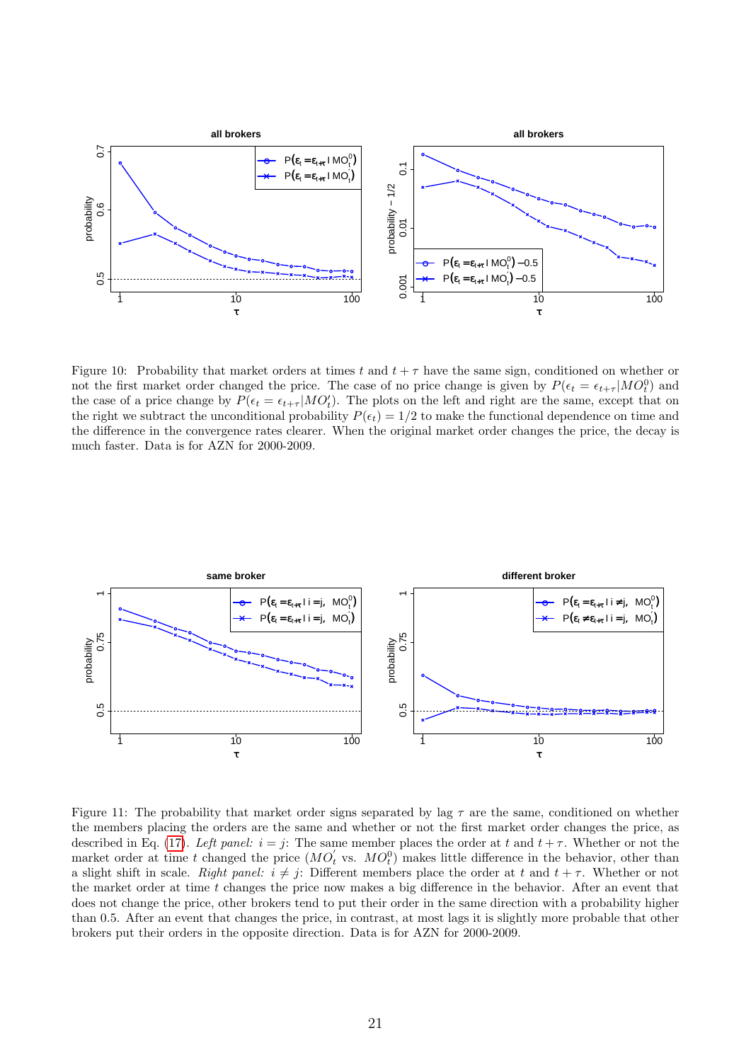Figure 10: Probability that market orders at times $t$ and $t+\tau$ have the same sign, conditioned on whether or not the first market order changed the price. The case of no price change is given by $P(\epsilon_t = \epsilon_{t+\tau}|MO_t^0)$ and the case of a price change by $P(\epsilon_t = \epsilon_{t+\tau}|MO_t')$. The plots on the left and right are the same, except that on the right we subtract the unconditional probability $P(\epsilon_t) = 1/2$ to make the functional dependence on time and the difference in the convergence rates clearer. When the original market order changes the price, the decay is much faster. Data is for AZN for 2000-2009.

Figure 11: The probability that market order signs separated by lag $\tau$ are the same, conditioned on whether the members placing the orders are the same and whether or not the first market order changes the price, as described in Eq. (17). *Left panel:* $i = j$: The same member places the order at $t$ and $t + \tau$. Whether or not the market order at time $t$ changed the price ($MO_t^{'}$ vs. $MO_t^0$) makes little difference in the behavior, other than a slight shift in scale. *Right panel:* $i \neq j$: Different members place the order at $t$ and $t + \tau$. Whether or not the market order at time $t$ changes the price now makes a big difference in the behavior. After an event that does not change the price, other brokers tend to put their order in the same direction with a probability higher than 0.5. After an event that changes the price, in contrast, at most lags it is slightly more probable that other brokers put their orders in the opposite direction. Data is for AZN for 2000-2009.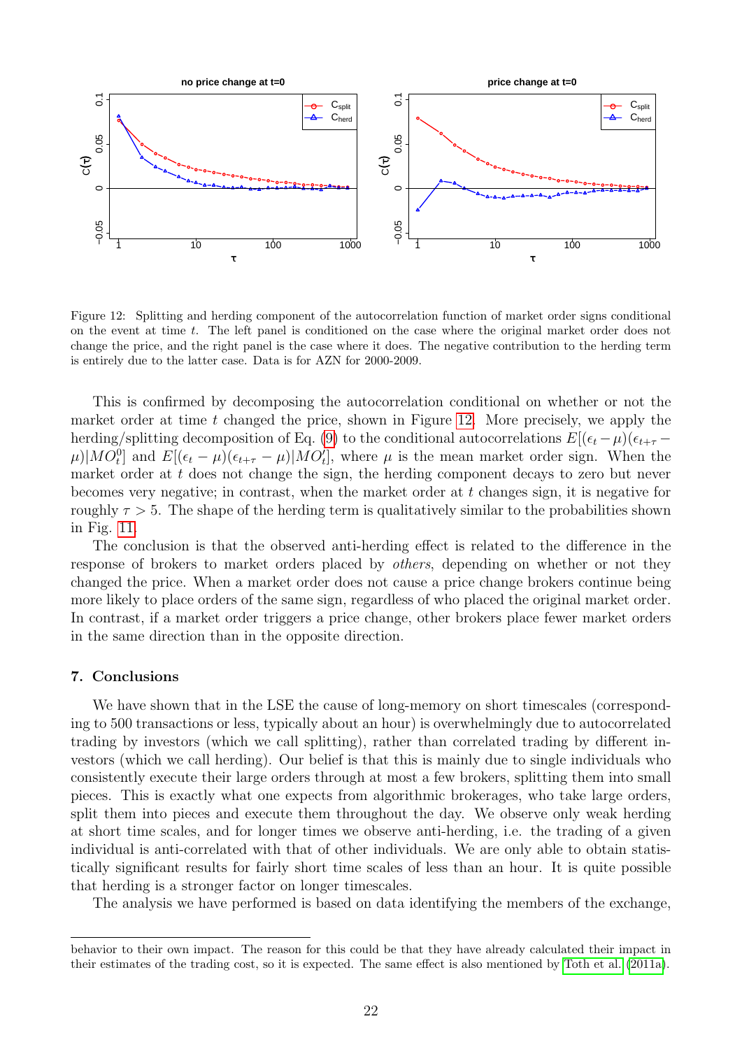Figure 12: Splitting and herding component of the autocorrelation function of market order signs conditional on the event at time $t$. The left panel is conditioned on the case where the original market order does not change the price, and the right panel is the case where it does. The negative contribution to the herding term is entirely due to the latter case. Data is for AZN for 2000-2009.

This is confirmed by decomposing the autocorrelation conditional on whether or not the market order at time $t$ changed the price, shown in Figure 12. More precisely, we apply the herding/splitting decomposition of Eq. (9) to the conditional autocorrelations $E[(\epsilon_t - \mu)(\epsilon_{t+\tau} - \mu)|MO_t^0]$ and $E[(\epsilon_t - \mu)(\epsilon_{t+\tau} - \mu)|MO_t^\prime]$, where $\mu$ is the mean market order sign. When the market order at $t$ does not change the sign, the herding component decays to zero but never becomes very negative; in contrast, when the market order at $t$ changes sign, it is negative for roughly $\tau > 5$. The shape of the herding term is qualitatively similar to the probabilities shown in Fig. 11.

The conclusion is that the observed anti-herding effect is related to the difference in the response of brokers to market orders placed by *others*, depending on whether or not they changed the price. When a market order does not cause a price change brokers continue being more likely to place orders of the same sign, regardless of who placed the original market order. In contrast, if a market order triggers a price change, other brokers place fewer market orders in the same direction than in the opposite direction.

## 7. Conclusions

We have shown that in the LSE the cause of long-memory on short timescales (corresponding to 500 transactions or less, typically about an hour) is overwhelmingly due to autocorrelated trading by investors (which we call splitting), rather than correlated trading by different investors (which we call herding). Our belief is that this is mainly due to single individuals who consistently execute their large orders through at most a few brokers, splitting them into small pieces. This is exactly what one expects from algorithmic brokerages, who take large orders, split them into pieces and execute them throughout the day. We observe only weak herding at short time scales, and for longer times we observe anti-herding, i.e. the trading of a given individual is anti-correlated with that of other individuals. We are only able to obtain statistically significant results for fairly short time scales of less than an hour. It is quite possible that herding is a stronger factor on longer timescales.

The analysis we have performed is based on data identifying the members of the exchange,

---

behavior to their own impact. The reason for this could be that they have already calculated their impact in their estimates of the trading cost, so it is expected. The same effect is also mentioned by Toth et al. (2011a).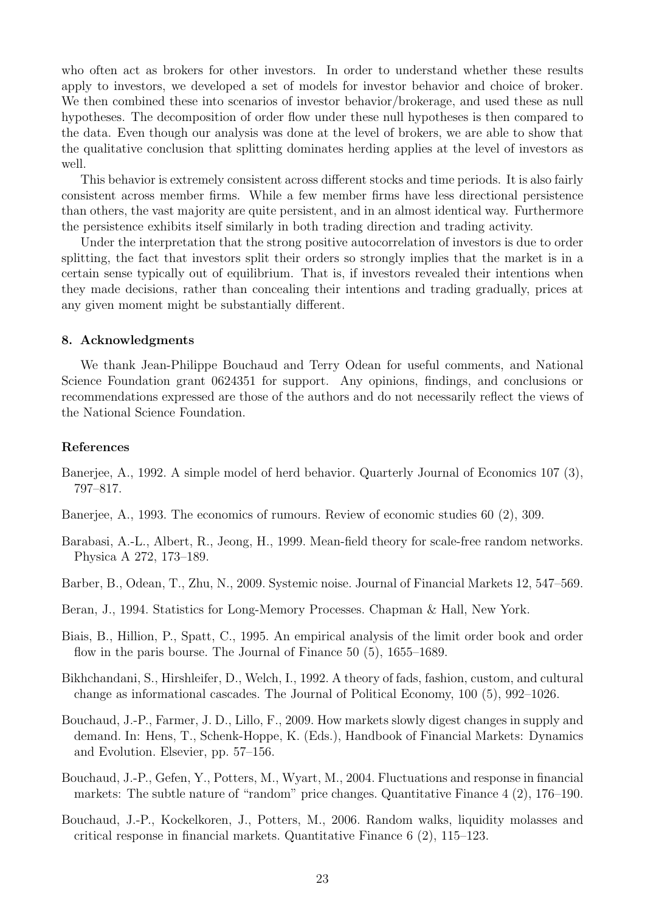who often act as brokers for other investors. In order to understand whether these results apply to investors, we developed a set of models for investor behavior and choice of broker. We then combined these into scenarios of investor behavior/brokerage, and used these as null hypotheses. The decomposition of order flow under these null hypotheses is then compared to the data. Even though our analysis was done at the level of brokers, we are able to show that the qualitative conclusion that splitting dominates herding applies at the level of investors as well.

This behavior is extremely consistent across different stocks and time periods. It is also fairly consistent across member firms. While a few member firms have less directional persistence than others, the vast majority are quite persistent, and in an almost identical way. Furthermore the persistence exhibits itself similarly in both trading direction and trading activity.

Under the interpretation that the strong positive autocorrelation of investors is due to order splitting, the fact that investors split their orders so strongly implies that the market is in a certain sense typically out of equilibrium. That is, if investors revealed their intentions when they made decisions, rather than concealing their intentions and trading gradually, prices at any given moment might be substantially different.

## 8. Acknowledgments

We thank Jean-Philippe Bouchaud and Terry Odean for useful comments, and National Science Foundation grant 0624351 for support. Any opinions, findings, and conclusions or recommendations expressed are those of the authors and do not necessarily reflect the views of the National Science Foundation.

## References

Banerjee, A., 1992. A simple model of herd behavior. Quarterly Journal of Economics 107 (3), 797–817.

Banerjee, A., 1993. The economics of rumours. Review of economic studies 60 (2), 309.

Barabasi, A.-L., Albert, R., Jeong, H., 1999. Mean-field theory for scale-free random networks. Physica A 272, 173–189.

Barber, B., Odean, T., Zhu, N., 2009. Systemic noise. Journal of Financial Markets 12, 547–569.

Beran, J., 1994. Statistics for Long-Memory Processes. Chapman & Hall, New York.

Biais, B., Hillion, P., Spatt, C., 1995. An empirical analysis of the limit order book and order flow in the paris bourse. The Journal of Finance 50 (5), 1655–1689.

Bikhchandani, S., Hirshleifer, D., Welch, I., 1992. A theory of fads, fashion, custom, and cultural change as informational cascades. The Journal of Political Economy, 100 (5), 992–1026.

Bouchaud, J.-P., Farmer, J. D., Lillo, F., 2009. How markets slowly digest changes in supply and demand. In: Hens, T., Schenk-Hoppe, K. (Eds.), Handbook of Financial Markets: Dynamics and Evolution. Elsevier, pp. 57–156.

Bouchaud, J.-P., Gefen, Y., Potters, M., Wyart, M., 2004. Fluctuations and response in financial markets: The subtle nature of "random" price changes. Quantitative Finance 4 (2), 176–190.

Bouchaud, J.-P., Kockelkoren, J., Potters, M., 2006. Random walks, liquidity molasses and critical response in financial markets. Quantitative Finance 6 (2), 115–123.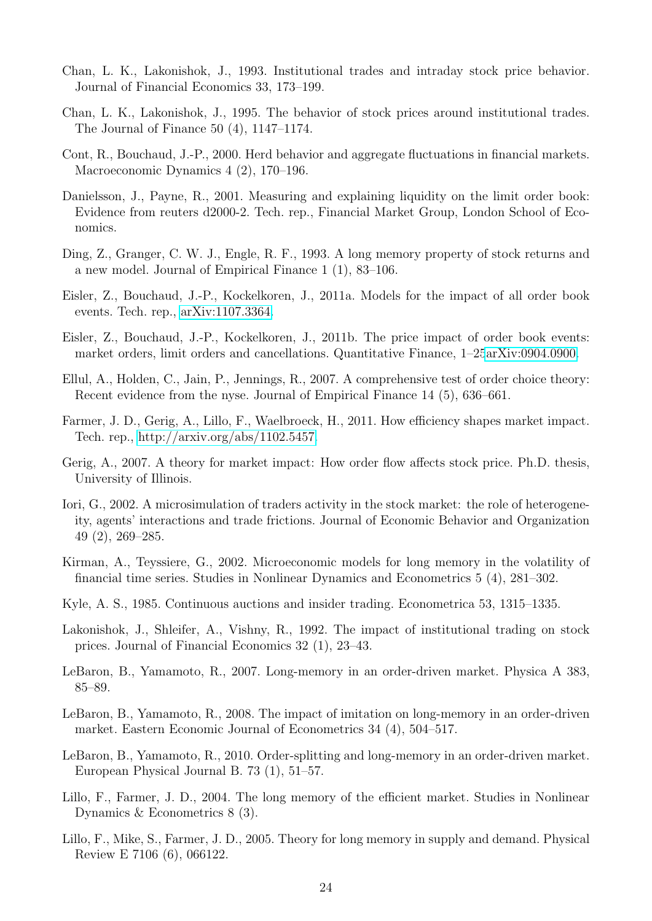Chan, L. K., Lakonishok, J., 1993. Institutional trades and intraday stock price behavior. Journal of Financial Economics 33, 173–199.

Chan, L. K., Lakonishok, J., 1995. The behavior of stock prices around institutional trades. The Journal of Finance 50 (4), 1147–1174.

Cont, R., Bouchaud, J.-P., 2000. Herd behavior and aggregate fluctuations in financial markets. Macroeconomic Dynamics 4 (2), 170–196.

Danielsson, J., Payne, R., 2001. Measuring and explaining liquidity on the limit order book: Evidence from reuters d2000-2. Tech. rep., Financial Market Group, London School of Economics.

Ding, Z., Granger, C. W. J., Engle, R. F., 1993. A long memory property of stock returns and a new model. Journal of Empirical Finance 1 (1), 83–106.

Eisler, Z., Bouchaud, J.-P., Kockelkoren, J., 2011a. Models for the impact of all order book events. Tech. rep., arXiv:1107.3364.

Eisler, Z., Bouchaud, J.-P., Kockelkoren, J., 2011b. The price impact of order book events: market orders, limit orders and cancellations. Quantitative Finance, 1–25arXiv:0904.0900.

Ellul, A., Holden, C., Jain, P., Jennings, R., 2007. A comprehensive test of order choice theory: Recent evidence from the nyse. Journal of Empirical Finance 14 (5), 636–661.

Farmer, J. D., Gerig, A., Lillo, F., Waelbroeck, H., 2011. How efficiency shapes market impact. Tech. rep., http://arxiv.org/abs/1102.5457.

Gerig, A., 2007. A theory for market impact: How order flow affects stock price. Ph.D. thesis, University of Illinois.

Iori, G., 2002. A microsimulation of traders activity in the stock market: the role of heterogeneity, agents' interactions and trade frictions. Journal of Economic Behavior and Organization 49 (2), 269–285.

Kirman, A., Teyssiere, G., 2002. Microeconomic models for long memory in the volatility of financial time series. Studies in Nonlinear Dynamics and Econometrics 5 (4), 281–302.

Kyle, A. S., 1985. Continuous auctions and insider trading. Econometrica 53, 1315–1335.

Lakonishok, J., Shleifer, A., Vishny, R., 1992. The impact of institutional trading on stock prices. Journal of Financial Economics 32 (1), 23–43.

LeBaron, B., Yamamoto, R., 2007. Long-memory in an order-driven market. Physica A 383, 85–89.

LeBaron, B., Yamamoto, R., 2008. The impact of imitation on long-memory in an order-driven market. Eastern Economic Journal of Econometrics 34 (4), 504–517.

LeBaron, B., Yamamoto, R., 2010. Order-splitting and long-memory in an order-driven market. European Physical Journal B. 73 (1), 51–57.

Lillo, F., Farmer, J. D., 2004. The long memory of the efficient market. Studies in Nonlinear Dynamics & Econometrics 8 (3).

Lillo, F., Mike, S., Farmer, J. D., 2005. Theory for long memory in supply and demand. Physical Review E 7106 (6), 066122.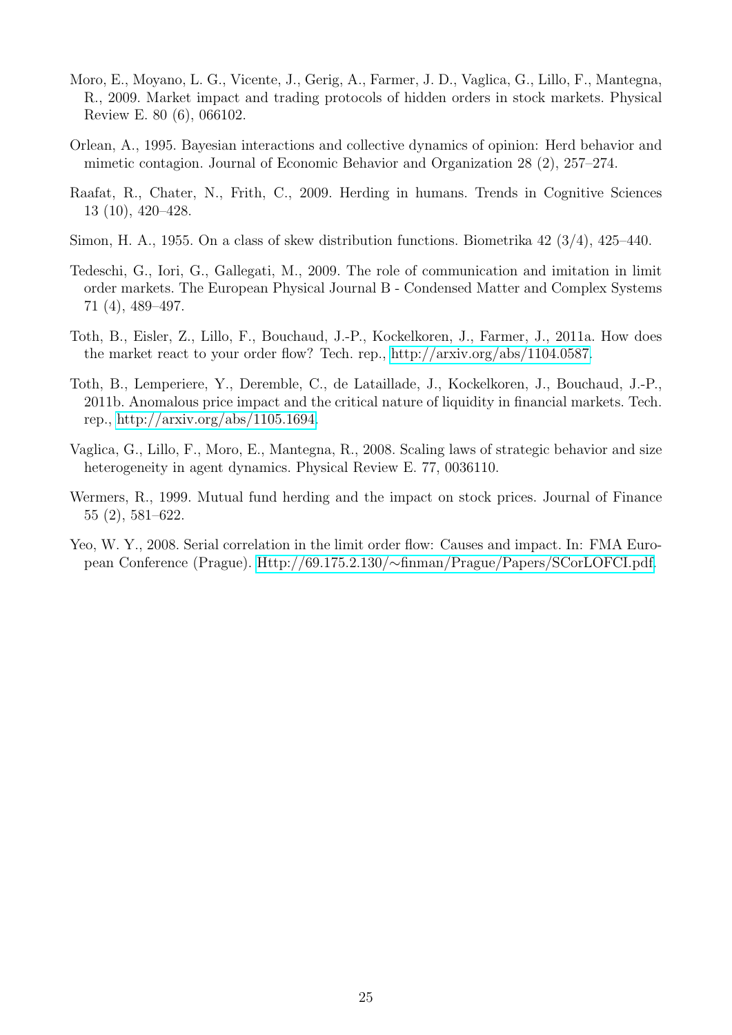Moro, E., Moyano, L. G., Vicente, J., Gerig, A., Farmer, J. D., Vaglica, G., Lillo, F., Mantegna, R., 2009. Market impact and trading protocols of hidden orders in stock markets. Physical Review E. 80 (6), 066102.

Orlean, A., 1995. Bayesian interactions and collective dynamics of opinion: Herd behavior and mimetic contagion. Journal of Economic Behavior and Organization 28 (2), 257–274.

Raafat, R., Chater, N., Frith, C., 2009. Herding in humans. Trends in Cognitive Sciences 13 (10), 420–428.

Simon, H. A., 1955. On a class of skew distribution functions. Biometrika 42 (3/4), 425–440.

Tedeschi, G., Iori, G., Gallegati, M., 2009. The role of communication and imitation in limit order markets. The European Physical Journal B - Condensed Matter and Complex Systems 71 (4), 489–497.

Toth, B., Eisler, Z., Lillo, F., Bouchaud, J.-P., Kockelkoren, J., Farmer, J., 2011a. How does the market react to your order flow? Tech. rep., http://arxiv.org/abs/1104.0587.

Toth, B., Lemperiere, Y., Deremble, C., de Lataillade, J., Kockelkoren, J., Bouchaud, J.-P., 2011b. Anomalous price impact and the critical nature of liquidity in financial markets. Tech. rep., http://arxiv.org/abs/1105.1694.

Vaglica, G., Lillo, F., Moro, E., Mantegna, R., 2008. Scaling laws of strategic behavior and size heterogeneity in agent dynamics. Physical Review E. 77, 0036110.

Wermers, R., 1999. Mutual fund herding and the impact on stock prices. Journal of Finance 55 (2), 581–622.

Yeo, W. Y., 2008. Serial correlation in the limit order flow: Causes and impact. In: FMA European Conference (Prague). Http://69.175.2.130/∼finman/Prague/Papers/SCorLOFCI.pdf.